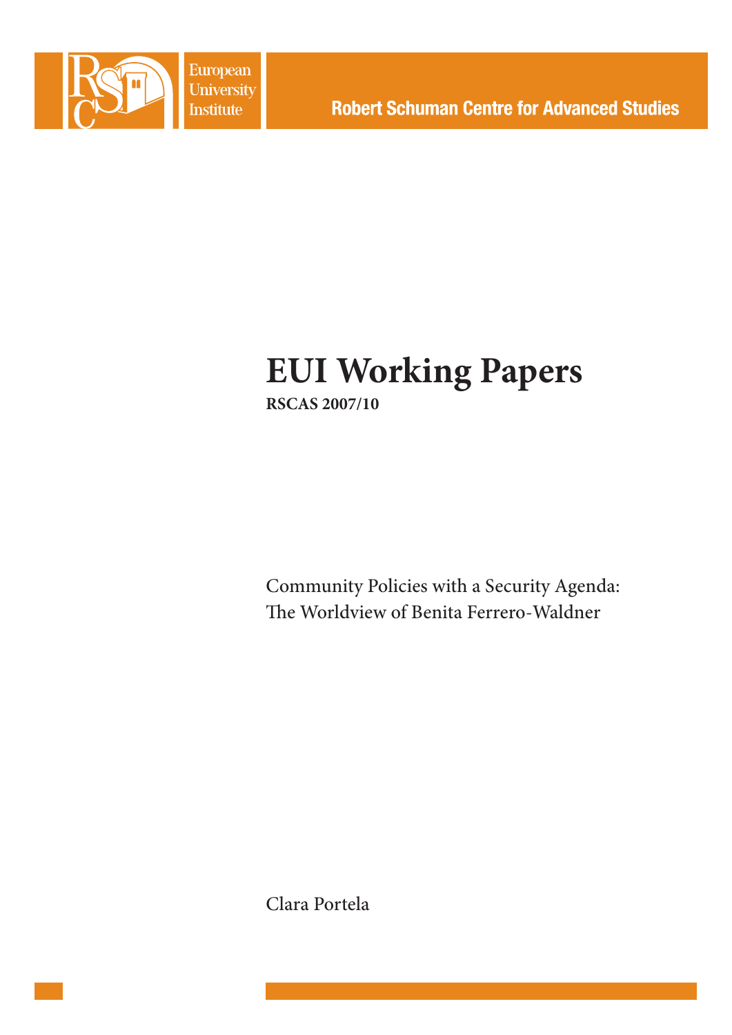European University Institute

Robert Schuman Centre for Advanced Studies

# EUI Working Papers

**RSCAS 2007/10**

Community Policies with a Security Agenda:
The Worldview of Benita Ferrero-Waldner

Clara Portela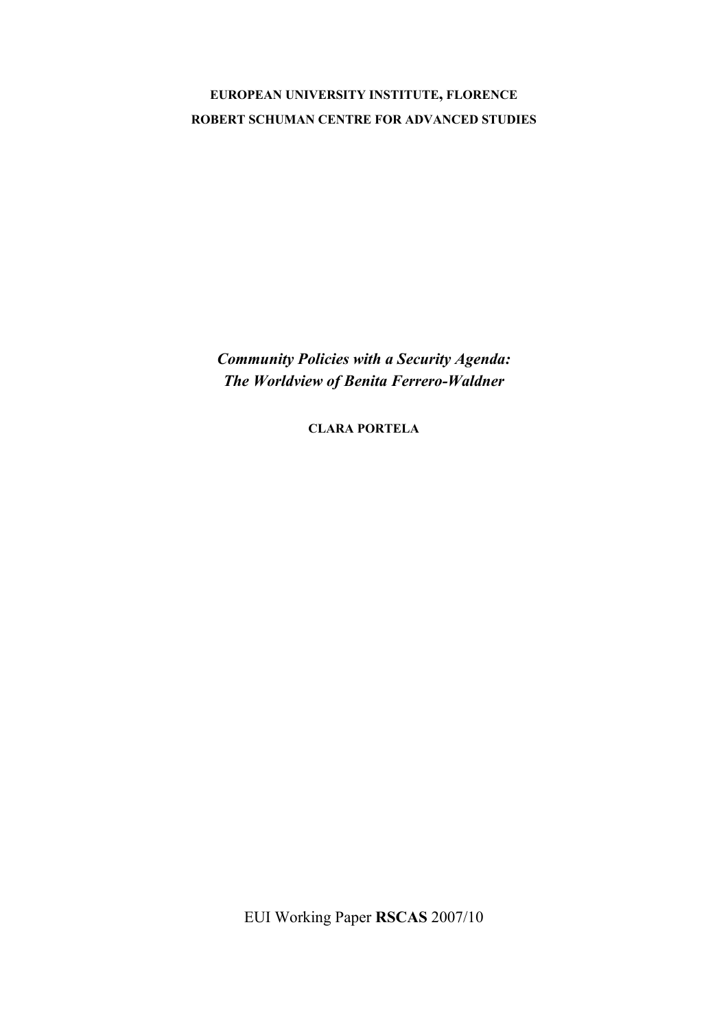**EUROPEAN UNIVERSITY INSTITUTE, FLORENCE**

**ROBERT SCHUMAN CENTRE FOR ADVANCED STUDIES**

# *Community Policies with a Security Agenda: The Worldview of Benita Ferrero-Waldner*

**CLARA PORTELA**

EUI Working Paper **RSCAS** 2007/10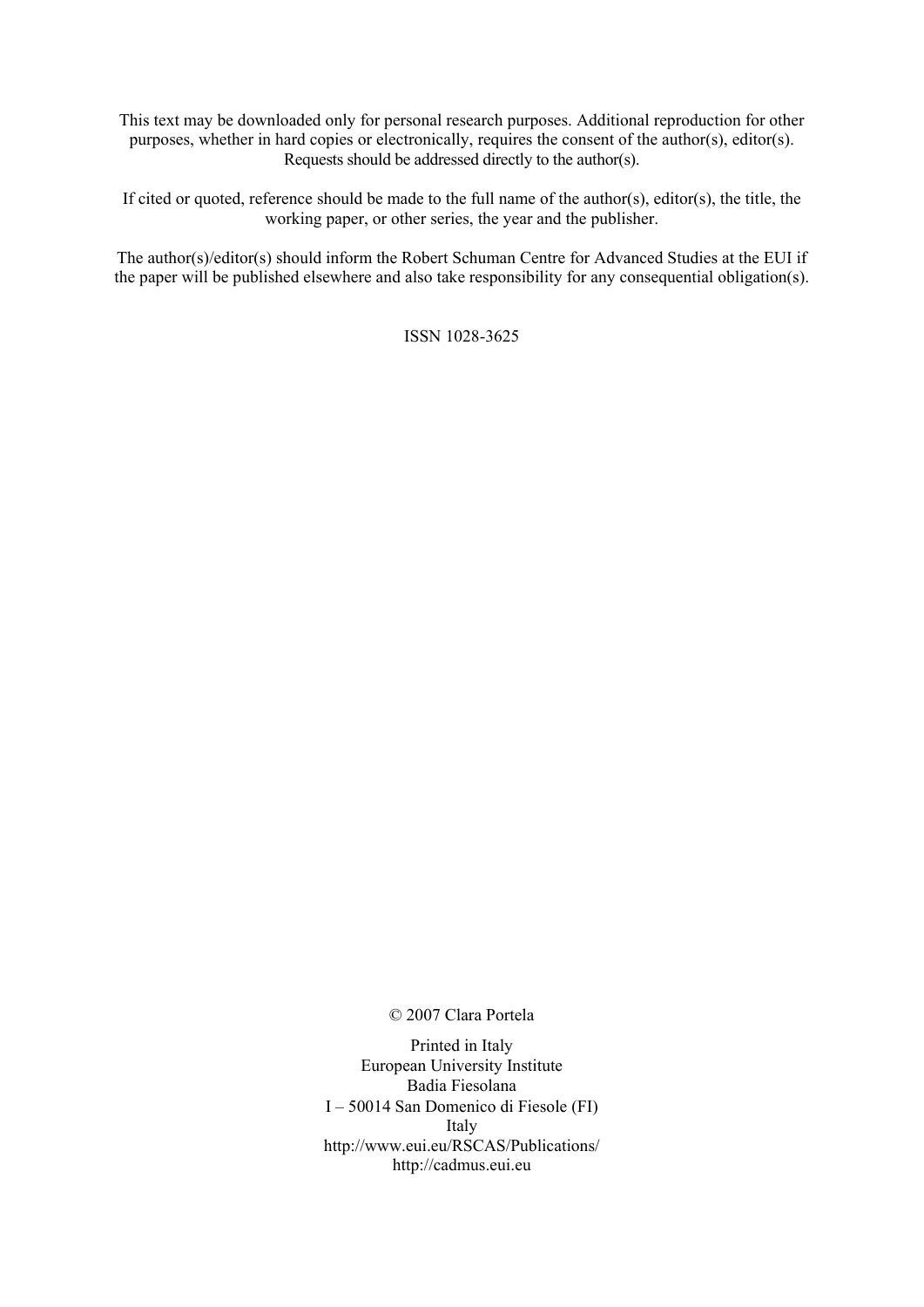This text may be downloaded only for personal research purposes. Additional reproduction for other purposes, whether in hard copies or electronically, requires the consent of the author(s), editor(s). Requests should be addressed directly to the author(s).

If cited or quoted, reference should be made to the full name of the author(s), editor(s), the title, the working paper, or other series, the year and the publisher.

The author(s)/editor(s) should inform the Robert Schuman Centre for Advanced Studies at the EUI if the paper will be published elsewhere and also take responsibility for any consequential obligation(s).

ISSN 1028-3625

© 2007 Clara Portela

Printed in Italy
European University Institute
Badia Fiesolana
I – 50014 San Domenico di Fiesole (FI)
Italy
http://www.eui.eu/RSCAS/Publications/
http://cadmus.eui.eu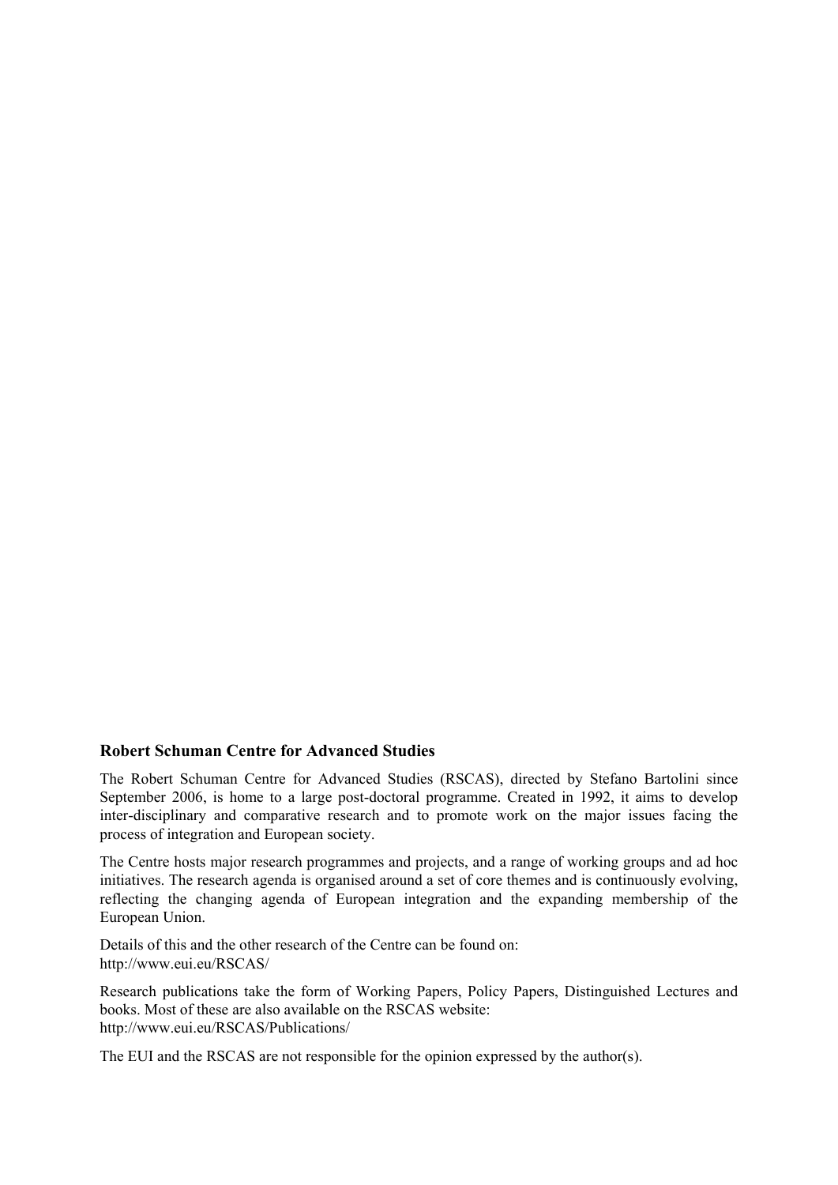## Robert Schuman Centre for Advanced Studies

The Robert Schuman Centre for Advanced Studies (RSCAS), directed by Stefano Bartolini since September 2006, is home to a large post-doctoral programme. Created in 1992, it aims to develop inter-disciplinary and comparative research and to promote work on the major issues facing the process of integration and European society.

The Centre hosts major research programmes and projects, and a range of working groups and ad hoc initiatives. The research agenda is organised around a set of core themes and is continuously evolving, reflecting the changing agenda of European integration and the expanding membership of the European Union.

Details of this and the other research of the Centre can be found on:
http://www.eui.eu/RSCAS/

Research publications take the form of Working Papers, Policy Papers, Distinguished Lectures and books. Most of these are also available on the RSCAS website:
http://www.eui.eu/RSCAS/Publications/

The EUI and the RSCAS are not responsible for the opinion expressed by the author(s).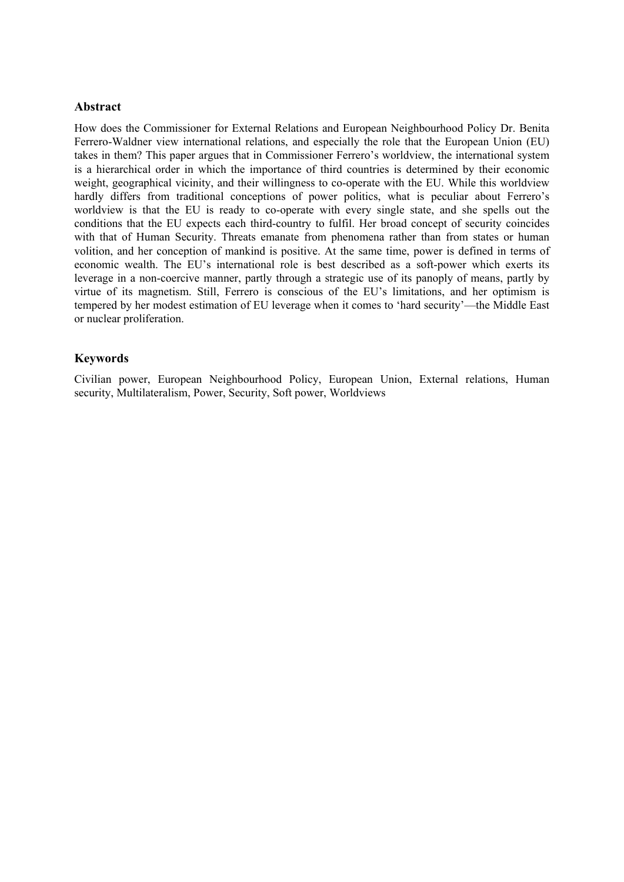## Abstract

How does the Commissioner for External Relations and European Neighbourhood Policy Dr. Benita Ferrero-Waldner view international relations, and especially the role that the European Union (EU) takes in them? This paper argues that in Commissioner Ferrero's worldview, the international system is a hierarchical order in which the importance of third countries is determined by their economic weight, geographical vicinity, and their willingness to co-operate with the EU. While this worldview hardly differs from traditional conceptions of power politics, what is peculiar about Ferrero's worldview is that the EU is ready to co-operate with every single state, and she spells out the conditions that the EU expects each third-country to fulfil. Her broad concept of security coincides with that of Human Security. Threats emanate from phenomena rather than from states or human volition, and her conception of mankind is positive. At the same time, power is defined in terms of economic wealth. The EU's international role is best described as a soft-power which exerts its leverage in a non-coercive manner, partly through a strategic use of its panoply of means, partly by virtue of its magnetism. Still, Ferrero is conscious of the EU's limitations, and her optimism is tempered by her modest estimation of EU leverage when it comes to 'hard security'—the Middle East or nuclear proliferation.

## Keywords

Civilian power, European Neighbourhood Policy, European Union, External relations, Human security, Multilateralism, Power, Security, Soft power, Worldviews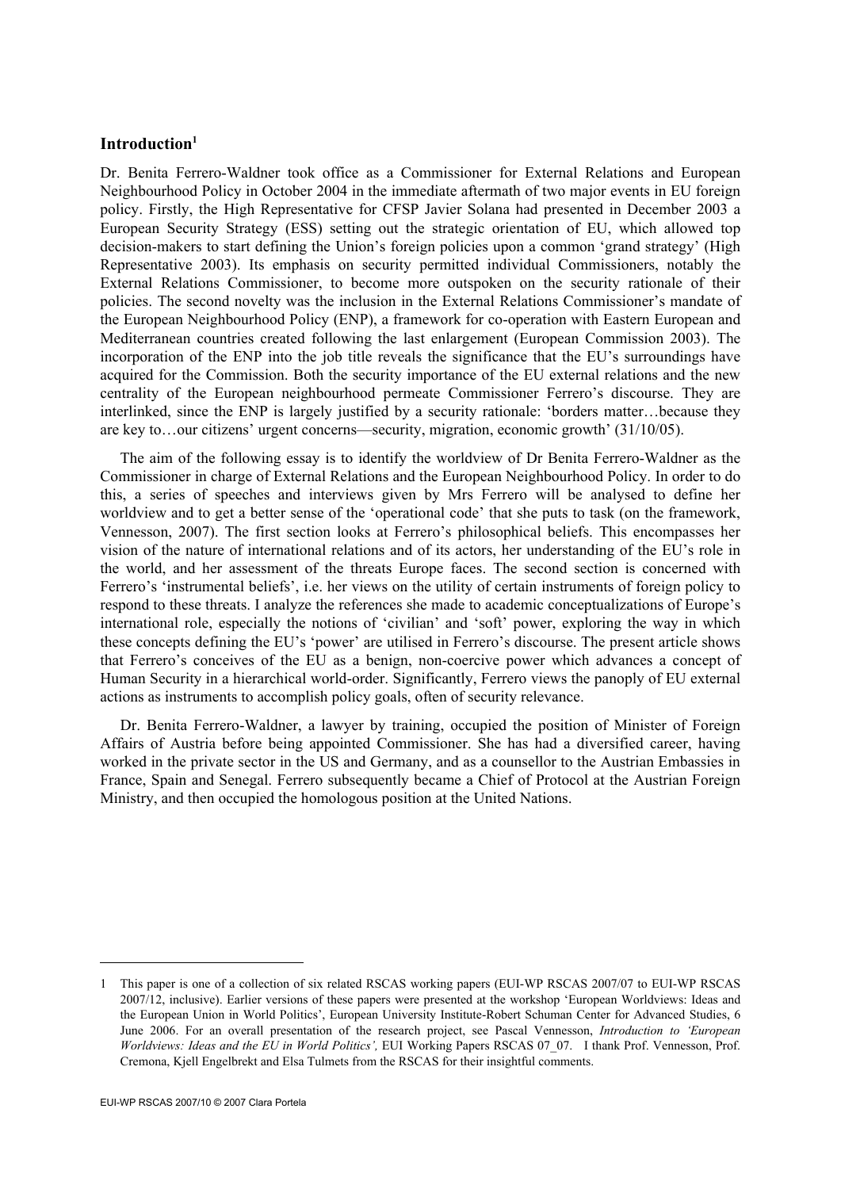## Introduction[1]

Dr. Benita Ferrero-Waldner took office as a Commissioner for External Relations and European Neighbourhood Policy in October 2004 in the immediate aftermath of two major events in EU foreign policy. Firstly, the High Representative for CFSP Javier Solana had presented in December 2003 a European Security Strategy (ESS) setting out the strategic orientation of EU, which allowed top decision-makers to start defining the Union's foreign policies upon a common 'grand strategy' (High Representative 2003). Its emphasis on security permitted individual Commissioners, notably the External Relations Commissioner, to become more outspoken on the security rationale of their policies. The second novelty was the inclusion in the External Relations Commissioner's mandate of the European Neighbourhood Policy (ENP), a framework for co-operation with Eastern European and Mediterranean countries created following the last enlargement (European Commission 2003). The incorporation of the ENP into the job title reveals the significance that the EU's surroundings have acquired for the Commission. Both the security importance of the EU external relations and the new centrality of the European neighbourhood permeate Commissioner Ferrero's discourse. They are interlinked, since the ENP is largely justified by a security rationale: 'borders matter…because they are key to…our citizens' urgent concerns—security, migration, economic growth' (31/10/05).

The aim of the following essay is to identify the worldview of Dr Benita Ferrero-Waldner as the Commissioner in charge of External Relations and the European Neighbourhood Policy. In order to do this, a series of speeches and interviews given by Mrs Ferrero will be analysed to define her worldview and to get a better sense of the 'operational code' that she puts to task (on the framework, Vennesson, 2007). The first section looks at Ferrero's philosophical beliefs. This encompasses her vision of the nature of international relations and of its actors, her understanding of the EU's role in the world, and her assessment of the threats Europe faces. The second section is concerned with Ferrero's 'instrumental beliefs', i.e. her views on the utility of certain instruments of foreign policy to respond to these threats. I analyze the references she made to academic conceptualizations of Europe's international role, especially the notions of 'civilian' and 'soft' power, exploring the way in which these concepts defining the EU's 'power' are utilised in Ferrero's discourse. The present article shows that Ferrero's conceives of the EU as a benign, non-coercive power which advances a concept of Human Security in a hierarchical world-order. Significantly, Ferrero views the panoply of EU external actions as instruments to accomplish policy goals, often of security relevance.

Dr. Benita Ferrero-Waldner, a lawyer by training, occupied the position of Minister of Foreign Affairs of Austria before being appointed Commissioner. She has had a diversified career, having worked in the private sector in the US and Germany, and as a counsellor to the Austrian Embassies in France, Spain and Senegal. Ferrero subsequently became a Chief of Protocol at the Austrian Foreign Ministry, and then occupied the homologous position at the United Nations.

---

1 This paper is one of a collection of six related RSCAS working papers (EUI-WP RSCAS 2007/07 to EUI-WP RSCAS 2007/12, inclusive). Earlier versions of these papers were presented at the workshop 'European Worldviews: Ideas and the European Union in World Politics', European University Institute-Robert Schuman Center for Advanced Studies, 6 June 2006. For an overall presentation of the research project, see Pascal Vennesson, *Introduction to 'European Worldviews: Ideas and the EU in World Politics',* EUI Working Papers RSCAS 07_07. I thank Prof. Vennesson, Prof. Cremona, Kjell Engelbrekt and Elsa Tulmets from the RSCAS for their insightful comments.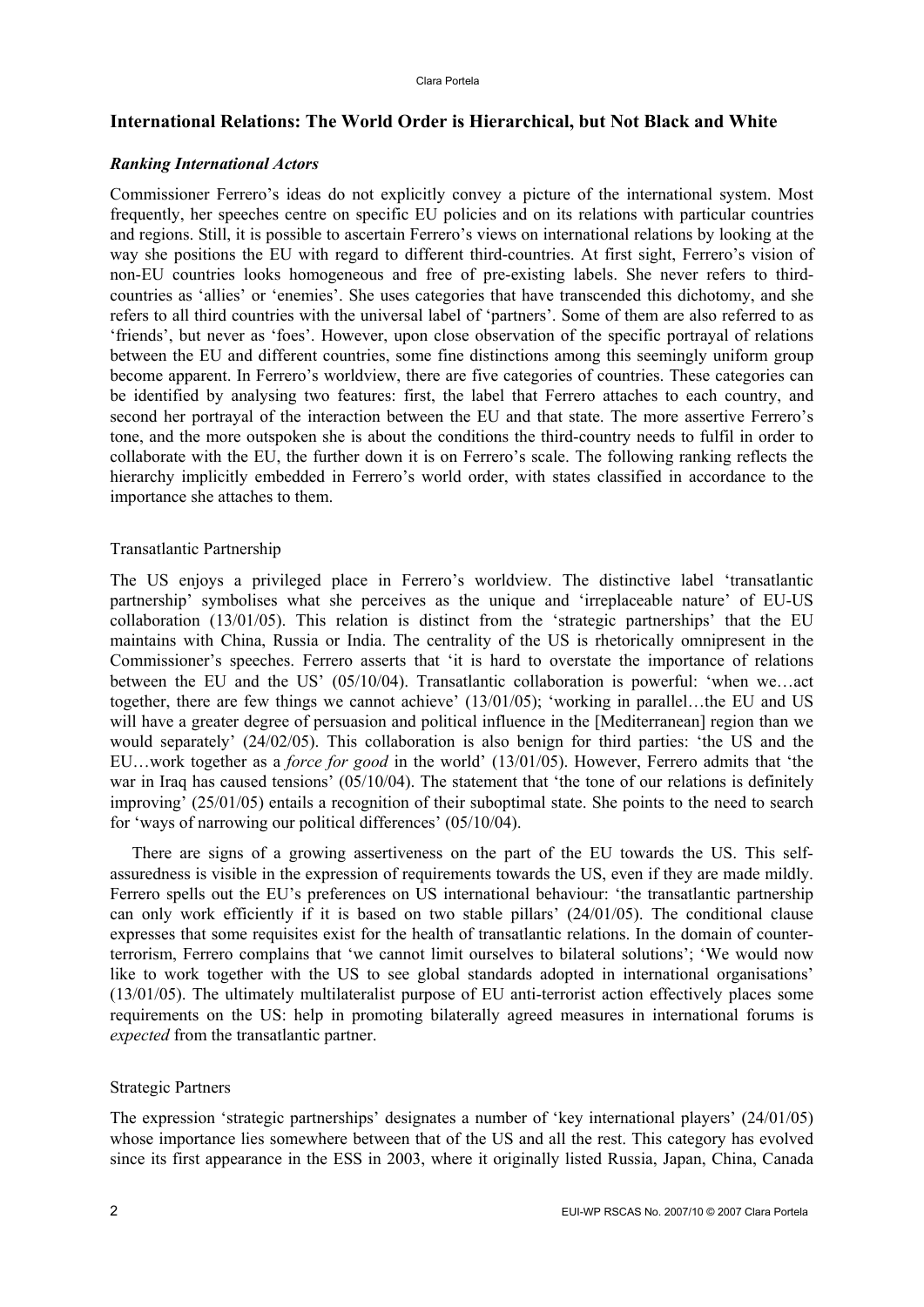## International Relations: The World Order is Hierarchical, but Not Black and White

### *Ranking International Actors*

Commissioner Ferrero's ideas do not explicitly convey a picture of the international system. Most frequently, her speeches centre on specific EU policies and on its relations with particular countries and regions. Still, it is possible to ascertain Ferrero's views on international relations by looking at the way she positions the EU with regard to different third-countries. At first sight, Ferrero's vision of non-EU countries looks homogeneous and free of pre-existing labels. She never refers to third-countries as 'allies' or 'enemies'. She uses categories that have transcended this dichotomy, and she refers to all third countries with the universal label of 'partners'. Some of them are also referred to as 'friends', but never as 'foes'. However, upon close observation of the specific portrayal of relations between the EU and different countries, some fine distinctions among this seemingly uniform group become apparent. In Ferrero's worldview, there are five categories of countries. These categories can be identified by analysing two features: first, the label that Ferrero attaches to each country, and second her portrayal of the interaction between the EU and that state. The more assertive Ferrero's tone, and the more outspoken she is about the conditions the third-country needs to fulfil in order to collaborate with the EU, the further down it is on Ferrero's scale. The following ranking reflects the hierarchy implicitly embedded in Ferrero's world order, with states classified in accordance to the importance she attaches to them.

Transatlantic Partnership

The US enjoys a privileged place in Ferrero's worldview. The distinctive label 'transatlantic partnership' symbolises what she perceives as the unique and 'irreplaceable nature' of EU-US collaboration (13/01/05). This relation is distinct from the 'strategic partnerships' that the EU maintains with China, Russia or India. The centrality of the US is rhetorically omnipresent in the Commissioner's speeches. Ferrero asserts that 'it is hard to overstate the importance of relations between the EU and the US' (05/10/04). Transatlantic collaboration is powerful: 'when we…act together, there are few things we cannot achieve' (13/01/05); 'working in parallel…the EU and US will have a greater degree of persuasion and political influence in the [Mediterranean] region than we would separately' (24/02/05). This collaboration is also benign for third parties: 'the US and the EU…work together as a *force for good* in the world' (13/01/05). However, Ferrero admits that 'the war in Iraq has caused tensions' (05/10/04). The statement that 'the tone of our relations is definitely improving' (25/01/05) entails a recognition of their suboptimal state. She points to the need to search for 'ways of narrowing our political differences' (05/10/04).

There are signs of a growing assertiveness on the part of the EU towards the US. This self-assuredness is visible in the expression of requirements towards the US, even if they are made mildly. Ferrero spells out the EU's preferences on US international behaviour: 'the transatlantic partnership can only work efficiently if it is based on two stable pillars' (24/01/05). The conditional clause expresses that some requisites exist for the health of transatlantic relations. In the domain of counter-terrorism, Ferrero complains that 'we cannot limit ourselves to bilateral solutions'; 'We would now like to work together with the US to see global standards adopted in international organisations' (13/01/05). The ultimately multilateralist purpose of EU anti-terrorist action effectively places some requirements on the US: help in promoting bilaterally agreed measures in international forums is *expected* from the transatlantic partner.

Strategic Partners

The expression 'strategic partnerships' designates a number of 'key international players' (24/01/05) whose importance lies somewhere between that of the US and all the rest. This category has evolved since its first appearance in the ESS in 2003, where it originally listed Russia, Japan, China, Canada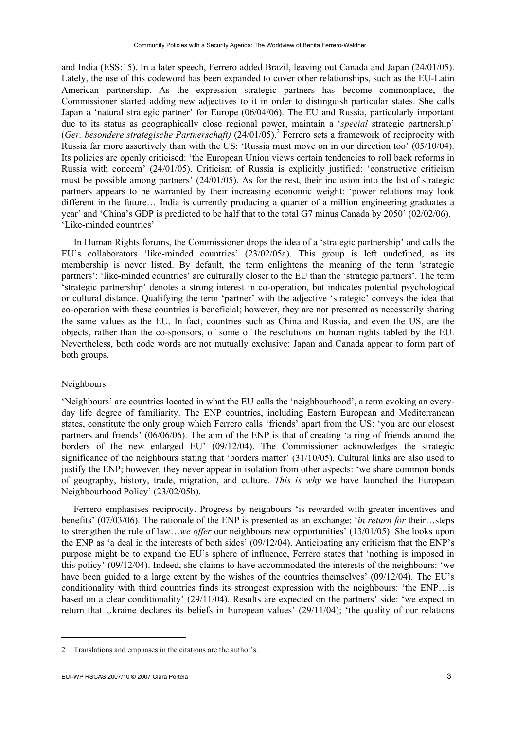and India (ESS:15). In a later speech, Ferrero added Brazil, leaving out Canada and Japan (24/01/05). Lately, the use of this codeword has been expanded to cover other relationships, such as the EU-Latin American partnership. As the expression strategic partners has become commonplace, the Commissioner started adding new adjectives to it in order to distinguish particular states. She calls Japan a 'natural strategic partner' for Europe (06/04/06). The EU and Russia, particularly important due to its status as geographically close regional power, maintain a '*special* strategic partnership' (*Ger. besondere strategische Partnerschaft)* (24/01/05).[2] Ferrero sets a framework of reciprocity with Russia far more assertively than with the US: 'Russia must move on in our direction too' (05/10/04). Its policies are openly criticised: 'the European Union views certain tendencies to roll back reforms in Russia with concern' (24/01/05). Criticism of Russia is explicitly justified: 'constructive criticism must be possible among partners' (24/01/05). As for the rest, their inclusion into the list of strategic partners appears to be warranted by their increasing economic weight: 'power relations may look different in the future… India is currently producing a quarter of a million engineering graduates a year' and 'China's GDP is predicted to be half that to the total G7 minus Canada by 2050' (02/02/06).

'Like-minded countries'

In Human Rights forums, the Commissioner drops the idea of a 'strategic partnership' and calls the EU's collaborators 'like-minded countries' (23/02/05a). This group is left undefined, as its membership is never listed. By default, the term enlightens the meaning of the term 'strategic partners': 'like-minded countries' are culturally closer to the EU than the 'strategic partners'. The term 'strategic partnership' denotes a strong interest in co-operation, but indicates potential psychological or cultural distance. Qualifying the term 'partner' with the adjective 'strategic' conveys the idea that co-operation with these countries is beneficial; however, they are not presented as necessarily sharing the same values as the EU. In fact, countries such as China and Russia, and even the US, are the objects, rather than the co-sponsors, of some of the resolutions on human rights tabled by the EU. Nevertheless, both code words are not mutually exclusive: Japan and Canada appear to form part of both groups.

Neighbours

'Neighbours' are countries located in what the EU calls the 'neighbourhood', a term evoking an every-day life degree of familiarity. The ENP countries, including Eastern European and Mediterranean states, constitute the only group which Ferrero calls 'friends' apart from the US: 'you are our closest partners and friends' (06/06/06). The aim of the ENP is that of creating 'a ring of friends around the borders of the new enlarged EU' (09/12/04). The Commissioner acknowledges the strategic significance of the neighbours stating that 'borders matter' (31/10/05). Cultural links are also used to justify the ENP; however, they never appear in isolation from other aspects: 'we share common bonds of geography, history, trade, migration, and culture. *This is why* we have launched the European Neighbourhood Policy' (23/02/05b).

Ferrero emphasises reciprocity. Progress by neighbours 'is rewarded with greater incentives and benefits' (07/03/06). The rationale of the ENP is presented as an exchange: '*in return for* their…steps to strengthen the rule of law…*we offer* our neighbours new opportunities' (13/01/05). She looks upon the ENP as 'a deal in the interests of both sides' (09/12/04). Anticipating any criticism that the ENP's purpose might be to expand the EU's sphere of influence, Ferrero states that 'nothing is imposed in this policy' (09/12/04). Indeed, she claims to have accommodated the interests of the neighbours: 'we have been guided to a large extent by the wishes of the countries themselves' (09/12/04). The EU's conditionality with third countries finds its strongest expression with the neighbours: 'the ENP…is based on a clear conditionality' (29/11/04). Results are expected on the partners' side: 'we expect in return that Ukraine declares its beliefs in European values' (29/11/04); 'the quality of our relations

---

2 Translations and emphases in the citations are the author's.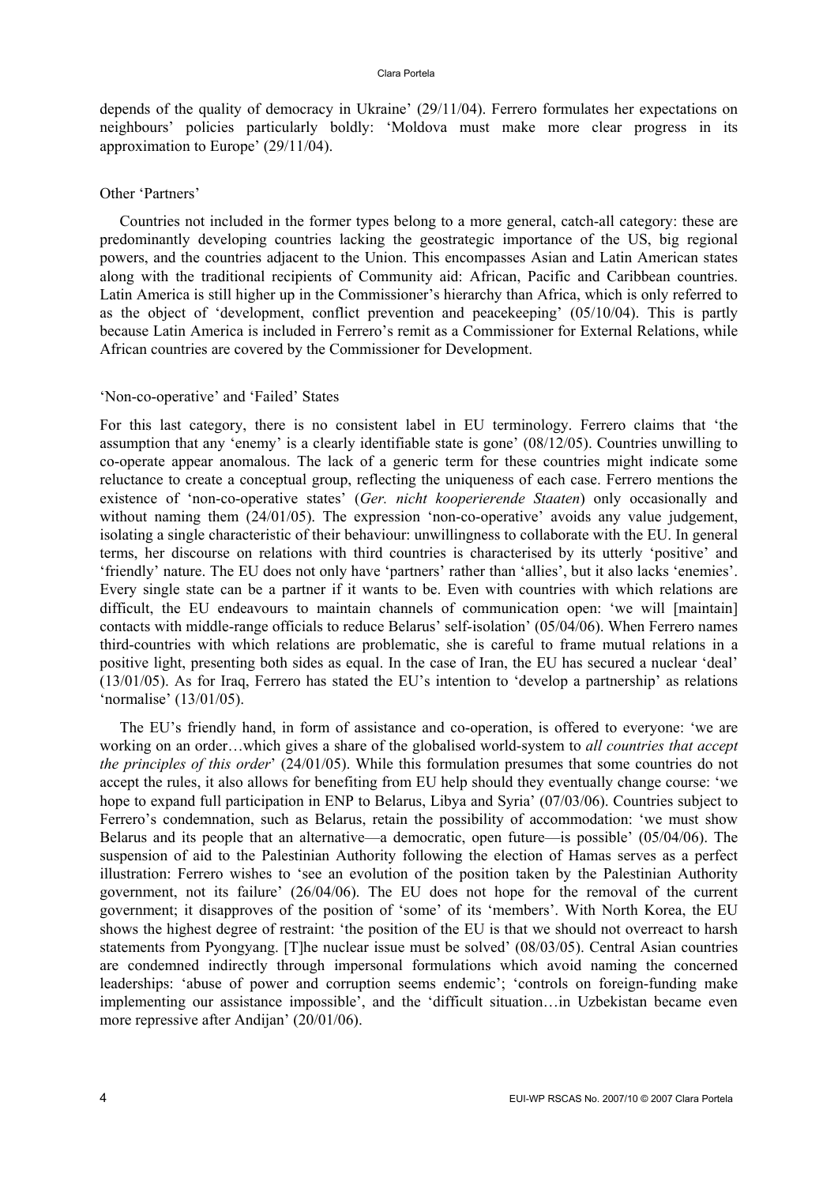depends of the quality of democracy in Ukraine' (29/11/04). Ferrero formulates her expectations on neighbours' policies particularly boldly: 'Moldova must make more clear progress in its approximation to Europe' (29/11/04).

### Other 'Partners'

Countries not included in the former types belong to a more general, catch-all category: these are predominantly developing countries lacking the geostrategic importance of the US, big regional powers, and the countries adjacent to the Union. This encompasses Asian and Latin American states along with the traditional recipients of Community aid: African, Pacific and Caribbean countries. Latin America is still higher up in the Commissioner's hierarchy than Africa, which is only referred to as the object of 'development, conflict prevention and peacekeeping' (05/10/04). This is partly because Latin America is included in Ferrero's remit as a Commissioner for External Relations, while African countries are covered by the Commissioner for Development.

### 'Non-co-operative' and 'Failed' States

For this last category, there is no consistent label in EU terminology. Ferrero claims that 'the assumption that any 'enemy' is a clearly identifiable state is gone' (08/12/05). Countries unwilling to co-operate appear anomalous. The lack of a generic term for these countries might indicate some reluctance to create a conceptual group, reflecting the uniqueness of each case. Ferrero mentions the existence of 'non-co-operative states' (*Ger. nicht kooperierende Staaten*) only occasionally and without naming them (24/01/05). The expression 'non-co-operative' avoids any value judgement, isolating a single characteristic of their behaviour: unwillingness to collaborate with the EU. In general terms, her discourse on relations with third countries is characterised by its utterly 'positive' and 'friendly' nature. The EU does not only have 'partners' rather than 'allies', but it also lacks 'enemies'. Every single state can be a partner if it wants to be. Even with countries with which relations are difficult, the EU endeavours to maintain channels of communication open: 'we will [maintain] contacts with middle-range officials to reduce Belarus' self-isolation' (05/04/06). When Ferrero names third-countries with which relations are problematic, she is careful to frame mutual relations in a positive light, presenting both sides as equal. In the case of Iran, the EU has secured a nuclear 'deal' (13/01/05). As for Iraq, Ferrero has stated the EU's intention to 'develop a partnership' as relations 'normalise' (13/01/05).

The EU's friendly hand, in form of assistance and co-operation, is offered to everyone: 'we are working on an order…which gives a share of the globalised world-system to *all countries that accept the principles of this order*' (24/01/05). While this formulation presumes that some countries do not accept the rules, it also allows for benefiting from EU help should they eventually change course: 'we hope to expand full participation in ENP to Belarus, Libya and Syria' (07/03/06). Countries subject to Ferrero's condemnation, such as Belarus, retain the possibility of accommodation: 'we must show Belarus and its people that an alternative—a democratic, open future—is possible' (05/04/06). The suspension of aid to the Palestinian Authority following the election of Hamas serves as a perfect illustration: Ferrero wishes to 'see an evolution of the position taken by the Palestinian Authority government, not its failure' (26/04/06). The EU does not hope for the removal of the current government; it disapproves of the position of 'some' of its 'members'. With North Korea, the EU shows the highest degree of restraint: 'the position of the EU is that we should not overreact to harsh statements from Pyongyang. [T]he nuclear issue must be solved' (08/03/05). Central Asian countries are condemned indirectly through impersonal formulations which avoid naming the concerned leaderships: 'abuse of power and corruption seems endemic'; 'controls on foreign-funding make implementing our assistance impossible', and the 'difficult situation…in Uzbekistan became even more repressive after Andijan' (20/01/06).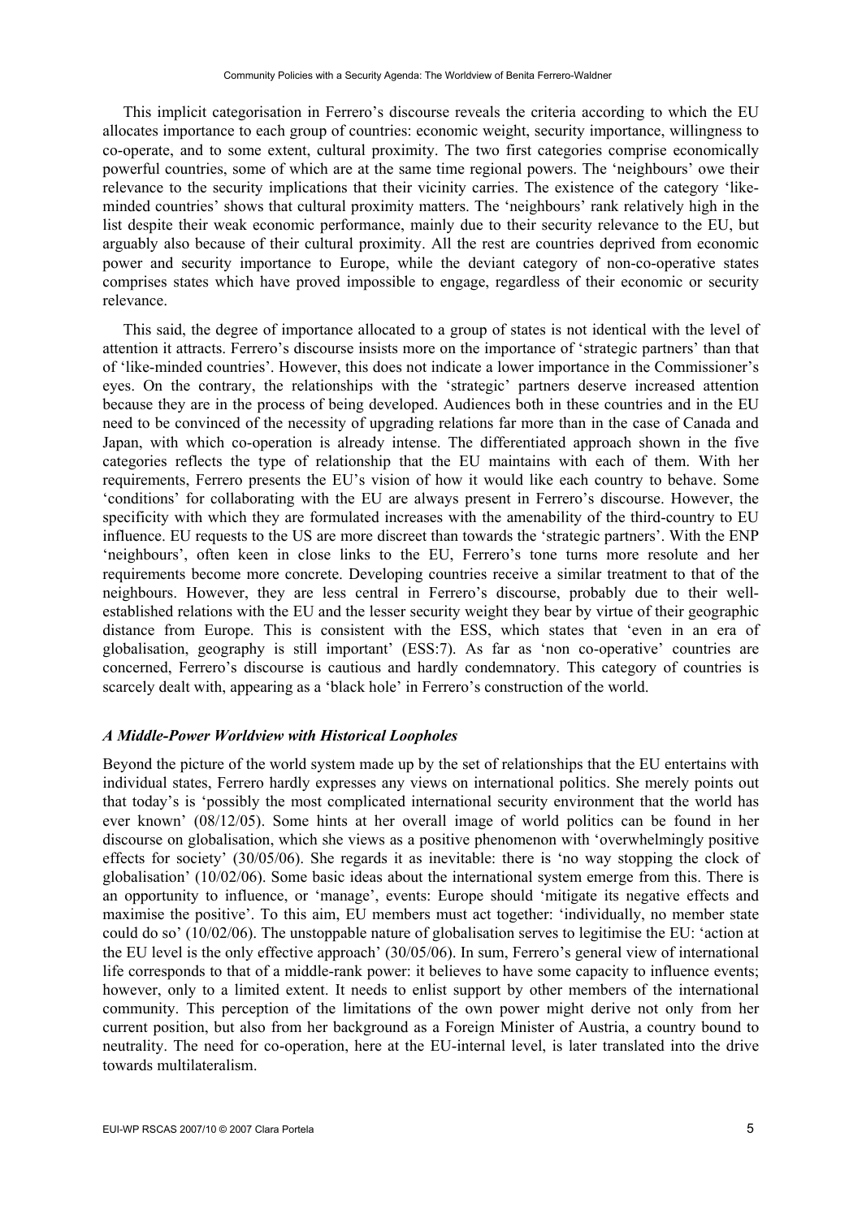This implicit categorisation in Ferrero's discourse reveals the criteria according to which the EU allocates importance to each group of countries: economic weight, security importance, willingness to co-operate, and to some extent, cultural proximity. The two first categories comprise economically powerful countries, some of which are at the same time regional powers. The 'neighbours' owe their relevance to the security implications that their vicinity carries. The existence of the category 'like-minded countries' shows that cultural proximity matters. The 'neighbours' rank relatively high in the list despite their weak economic performance, mainly due to their security relevance to the EU, but arguably also because of their cultural proximity. All the rest are countries deprived from economic power and security importance to Europe, while the deviant category of non-co-operative states comprises states which have proved impossible to engage, regardless of their economic or security relevance.

This said, the degree of importance allocated to a group of states is not identical with the level of attention it attracts. Ferrero's discourse insists more on the importance of 'strategic partners' than that of 'like-minded countries'. However, this does not indicate a lower importance in the Commissioner's eyes. On the contrary, the relationships with the 'strategic' partners deserve increased attention because they are in the process of being developed. Audiences both in these countries and in the EU need to be convinced of the necessity of upgrading relations far more than in the case of Canada and Japan, with which co-operation is already intense. The differentiated approach shown in the five categories reflects the type of relationship that the EU maintains with each of them. With her requirements, Ferrero presents the EU's vision of how it would like each country to behave. Some 'conditions' for collaborating with the EU are always present in Ferrero's discourse. However, the specificity with which they are formulated increases with the amenability of the third-country to EU influence. EU requests to the US are more discreet than towards the 'strategic partners'. With the ENP 'neighbours', often keen in close links to the EU, Ferrero's tone turns more resolute and her requirements become more concrete. Developing countries receive a similar treatment to that of the neighbours. However, they are less central in Ferrero's discourse, probably due to their well-established relations with the EU and the lesser security weight they bear by virtue of their geographic distance from Europe. This is consistent with the ESS, which states that 'even in an era of globalisation, geography is still important' (ESS:7). As far as 'non co-operative' countries are concerned, Ferrero's discourse is cautious and hardly condemnatory. This category of countries is scarcely dealt with, appearing as a 'black hole' in Ferrero's construction of the world.

### *A Middle-Power Worldview with Historical Loopholes*

Beyond the picture of the world system made up by the set of relationships that the EU entertains with individual states, Ferrero hardly expresses any views on international politics. She merely points out that today's is 'possibly the most complicated international security environment that the world has ever known' (08/12/05). Some hints at her overall image of world politics can be found in her discourse on globalisation, which she views as a positive phenomenon with 'overwhelmingly positive effects for society' (30/05/06). She regards it as inevitable: there is 'no way stopping the clock of globalisation' (10/02/06). Some basic ideas about the international system emerge from this. There is an opportunity to influence, or 'manage', events: Europe should 'mitigate its negative effects and maximise the positive'. To this aim, EU members must act together: 'individually, no member state could do so' (10/02/06). The unstoppable nature of globalisation serves to legitimise the EU: 'action at the EU level is the only effective approach' (30/05/06). In sum, Ferrero's general view of international life corresponds to that of a middle-rank power: it believes to have some capacity to influence events; however, only to a limited extent. It needs to enlist support by other members of the international community. This perception of the limitations of the own power might derive not only from her current position, but also from her background as a Foreign Minister of Austria, a country bound to neutrality. The need for co-operation, here at the EU-internal level, is later translated into the drive towards multilateralism.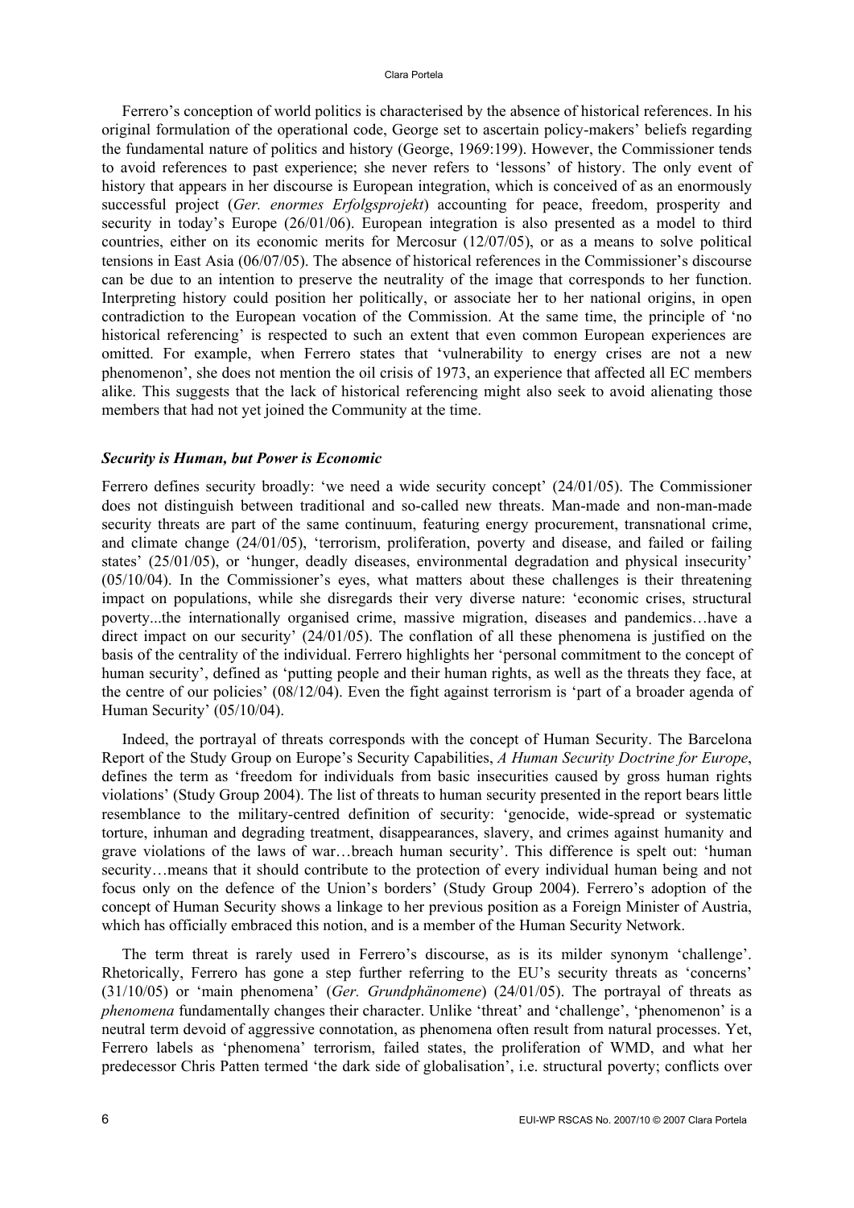Ferrero's conception of world politics is characterised by the absence of historical references. In his original formulation of the operational code, George set to ascertain policy-makers' beliefs regarding the fundamental nature of politics and history (George, 1969:199). However, the Commissioner tends to avoid references to past experience; she never refers to 'lessons' of history. The only event of history that appears in her discourse is European integration, which is conceived of as an enormously successful project (*Ger. enormes Erfolgsprojekt*) accounting for peace, freedom, prosperity and security in today's Europe (26/01/06). European integration is also presented as a model to third countries, either on its economic merits for Mercosur (12/07/05), or as a means to solve political tensions in East Asia (06/07/05). The absence of historical references in the Commissioner's discourse can be due to an intention to preserve the neutrality of the image that corresponds to her function. Interpreting history could position her politically, or associate her to her national origins, in open contradiction to the European vocation of the Commission. At the same time, the principle of 'no historical referencing' is respected to such an extent that even common European experiences are omitted. For example, when Ferrero states that 'vulnerability to energy crises are not a new phenomenon', she does not mention the oil crisis of 1973, an experience that affected all EC members alike. This suggests that the lack of historical referencing might also seek to avoid alienating those members that had not yet joined the Community at the time.

### *Security is Human, but Power is Economic*

Ferrero defines security broadly: 'we need a wide security concept' (24/01/05). The Commissioner does not distinguish between traditional and so-called new threats. Man-made and non-man-made security threats are part of the same continuum, featuring energy procurement, transnational crime, and climate change (24/01/05), 'terrorism, proliferation, poverty and disease, and failed or failing states' (25/01/05), or 'hunger, deadly diseases, environmental degradation and physical insecurity' (05/10/04). In the Commissioner's eyes, what matters about these challenges is their threatening impact on populations, while she disregards their very diverse nature: 'economic crises, structural poverty...the internationally organised crime, massive migration, diseases and pandemics…have a direct impact on our security' (24/01/05). The conflation of all these phenomena is justified on the basis of the centrality of the individual. Ferrero highlights her 'personal commitment to the concept of human security', defined as 'putting people and their human rights, as well as the threats they face, at the centre of our policies' (08/12/04). Even the fight against terrorism is 'part of a broader agenda of Human Security' (05/10/04).

Indeed, the portrayal of threats corresponds with the concept of Human Security. The Barcelona Report of the Study Group on Europe's Security Capabilities, *A Human Security Doctrine for Europe*, defines the term as 'freedom for individuals from basic insecurities caused by gross human rights violations' (Study Group 2004). The list of threats to human security presented in the report bears little resemblance to the military-centred definition of security: 'genocide, wide-spread or systematic torture, inhuman and degrading treatment, disappearances, slavery, and crimes against humanity and grave violations of the laws of war…breach human security'. This difference is spelt out: 'human security…means that it should contribute to the protection of every individual human being and not focus only on the defence of the Union's borders' (Study Group 2004). Ferrero's adoption of the concept of Human Security shows a linkage to her previous position as a Foreign Minister of Austria, which has officially embraced this notion, and is a member of the Human Security Network.

The term threat is rarely used in Ferrero's discourse, as is its milder synonym 'challenge'. Rhetorically, Ferrero has gone a step further referring to the EU's security threats as 'concerns' (31/10/05) or 'main phenomena' (*Ger. Grundphänomene*) (24/01/05). The portrayal of threats as *phenomena* fundamentally changes their character. Unlike 'threat' and 'challenge', 'phenomenon' is a neutral term devoid of aggressive connotation, as phenomena often result from natural processes. Yet, Ferrero labels as 'phenomena' terrorism, failed states, the proliferation of WMD, and what her predecessor Chris Patten termed 'the dark side of globalisation', i.e. structural poverty; conflicts over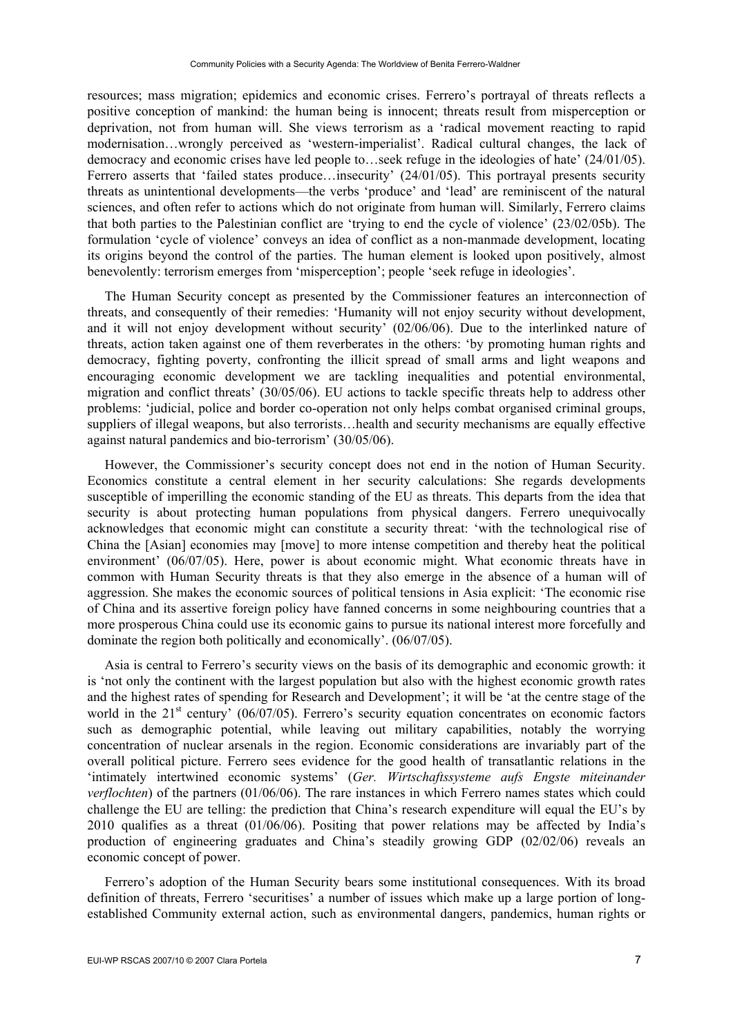resources; mass migration; epidemics and economic crises. Ferrero's portrayal of threats reflects a positive conception of mankind: the human being is innocent; threats result from misperception or deprivation, not from human will. She views terrorism as a 'radical movement reacting to rapid modernisation…wrongly perceived as 'western-imperialist'. Radical cultural changes, the lack of democracy and economic crises have led people to…seek refuge in the ideologies of hate' (24/01/05). Ferrero asserts that 'failed states produce…insecurity' (24/01/05). This portrayal presents security threats as unintentional developments—the verbs 'produce' and 'lead' are reminiscent of the natural sciences, and often refer to actions which do not originate from human will. Similarly, Ferrero claims that both parties to the Palestinian conflict are 'trying to end the cycle of violence' (23/02/05b). The formulation 'cycle of violence' conveys an idea of conflict as a non-manmade development, locating its origins beyond the control of the parties. The human element is looked upon positively, almost benevolently: terrorism emerges from 'misperception'; people 'seek refuge in ideologies'.

The Human Security concept as presented by the Commissioner features an interconnection of threats, and consequently of their remedies: 'Humanity will not enjoy security without development, and it will not enjoy development without security' (02/06/06). Due to the interlinked nature of threats, action taken against one of them reverberates in the others: 'by promoting human rights and democracy, fighting poverty, confronting the illicit spread of small arms and light weapons and encouraging economic development we are tackling inequalities and potential environmental, migration and conflict threats' (30/05/06). EU actions to tackle specific threats help to address other problems: 'judicial, police and border co-operation not only helps combat organised criminal groups, suppliers of illegal weapons, but also terrorists…health and security mechanisms are equally effective against natural pandemics and bio-terrorism' (30/05/06).

However, the Commissioner's security concept does not end in the notion of Human Security. Economics constitute a central element in her security calculations: She regards developments susceptible of imperilling the economic standing of the EU as threats. This departs from the idea that security is about protecting human populations from physical dangers. Ferrero unequivocally acknowledges that economic might can constitute a security threat: 'with the technological rise of China the [Asian] economies may [move] to more intense competition and thereby heat the political environment' (06/07/05). Here, power is about economic might. What economic threats have in common with Human Security threats is that they also emerge in the absence of a human will of aggression. She makes the economic sources of political tensions in Asia explicit: 'The economic rise of China and its assertive foreign policy have fanned concerns in some neighbouring countries that a more prosperous China could use its economic gains to pursue its national interest more forcefully and dominate the region both politically and economically'. (06/07/05).

Asia is central to Ferrero's security views on the basis of its demographic and economic growth: it is 'not only the continent with the largest population but also with the highest economic growth rates and the highest rates of spending for Research and Development'; it will be 'at the centre stage of the world in the 21st century' (06/07/05). Ferrero's security equation concentrates on economic factors such as demographic potential, while leaving out military capabilities, notably the worrying concentration of nuclear arsenals in the region. Economic considerations are invariably part of the overall political picture. Ferrero sees evidence for the good health of transatlantic relations in the 'intimately intertwined economic systems' (*Ger. Wirtschaftssysteme aufs Engste miteinander verflochten*) of the partners (01/06/06). The rare instances in which Ferrero names states which could challenge the EU are telling: the prediction that China's research expenditure will equal the EU's by 2010 qualifies as a threat (01/06/06). Positing that power relations may be affected by India's production of engineering graduates and China's steadily growing GDP (02/02/06) reveals an economic concept of power.

Ferrero's adoption of the Human Security bears some institutional consequences. With its broad definition of threats, Ferrero 'securitises' a number of issues which make up a large portion of long-established Community external action, such as environmental dangers, pandemics, human rights or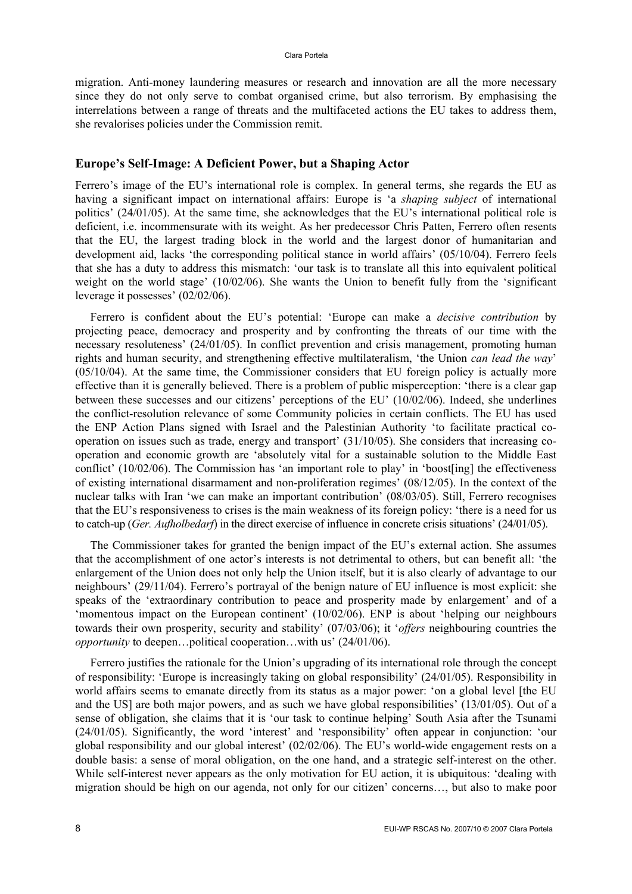migration. Anti-money laundering measures or research and innovation are all the more necessary since they do not only serve to combat organised crime, but also terrorism. By emphasising the interrelations between a range of threats and the multifaceted actions the EU takes to address them, she revalorises policies under the Commission remit.

## Europe's Self-Image: A Deficient Power, but a Shaping Actor

Ferrero's image of the EU's international role is complex. In general terms, she regards the EU as having a significant impact on international affairs: Europe is 'a *shaping subject* of international politics' (24/01/05). At the same time, she acknowledges that the EU's international political role is deficient, i.e. incommensurate with its weight. As her predecessor Chris Patten, Ferrero often resents that the EU, the largest trading block in the world and the largest donor of humanitarian and development aid, lacks 'the corresponding political stance in world affairs' (05/10/04). Ferrero feels that she has a duty to address this mismatch: 'our task is to translate all this into equivalent political weight on the world stage' (10/02/06). She wants the Union to benefit fully from the 'significant leverage it possesses' (02/02/06).

Ferrero is confident about the EU's potential: 'Europe can make a *decisive contribution* by projecting peace, democracy and prosperity and by confronting the threats of our time with the necessary resoluteness' (24/01/05). In conflict prevention and crisis management, promoting human rights and human security, and strengthening effective multilateralism, 'the Union *can lead the way*' (05/10/04). At the same time, the Commissioner considers that EU foreign policy is actually more effective than it is generally believed. There is a problem of public misperception: 'there is a clear gap between these successes and our citizens' perceptions of the EU' (10/02/06). Indeed, she underlines the conflict-resolution relevance of some Community policies in certain conflicts. The EU has used the ENP Action Plans signed with Israel and the Palestinian Authority 'to facilitate practical co-operation on issues such as trade, energy and transport' (31/10/05). She considers that increasing co-operation and economic growth are 'absolutely vital for a sustainable solution to the Middle East conflict' (10/02/06). The Commission has 'an important role to play' in 'boost[ing] the effectiveness of existing international disarmament and non-proliferation regimes' (08/12/05). In the context of the nuclear talks with Iran 'we can make an important contribution' (08/03/05). Still, Ferrero recognises that the EU's responsiveness to crises is the main weakness of its foreign policy: 'there is a need for us to catch-up (*Ger. Aufholbedarf*) in the direct exercise of influence in concrete crisis situations' (24/01/05).

The Commissioner takes for granted the benign impact of the EU's external action. She assumes that the accomplishment of one actor's interests is not detrimental to others, but can benefit all: 'the enlargement of the Union does not only help the Union itself, but it is also clearly of advantage to our neighbours' (29/11/04). Ferrero's portrayal of the benign nature of EU influence is most explicit: she speaks of the 'extraordinary contribution to peace and prosperity made by enlargement' and of a 'momentous impact on the European continent' (10/02/06). ENP is about 'helping our neighbours towards their own prosperity, security and stability' (07/03/06); it '*offers* neighbouring countries the *opportunity* to deepen…political cooperation…with us' (24/01/06).

Ferrero justifies the rationale for the Union's upgrading of its international role through the concept of responsibility: 'Europe is increasingly taking on global responsibility' (24/01/05). Responsibility in world affairs seems to emanate directly from its status as a major power: 'on a global level [the EU and the US] are both major powers, and as such we have global responsibilities' (13/01/05). Out of a sense of obligation, she claims that it is 'our task to continue helping' South Asia after the Tsunami (24/01/05). Significantly, the word 'interest' and 'responsibility' often appear in conjunction: 'our global responsibility and our global interest' (02/02/06). The EU's world-wide engagement rests on a double basis: a sense of moral obligation, on the one hand, and a strategic self-interest on the other. While self-interest never appears as the only motivation for EU action, it is ubiquitous: 'dealing with migration should be high on our agenda, not only for our citizen' concerns…, but also to make poor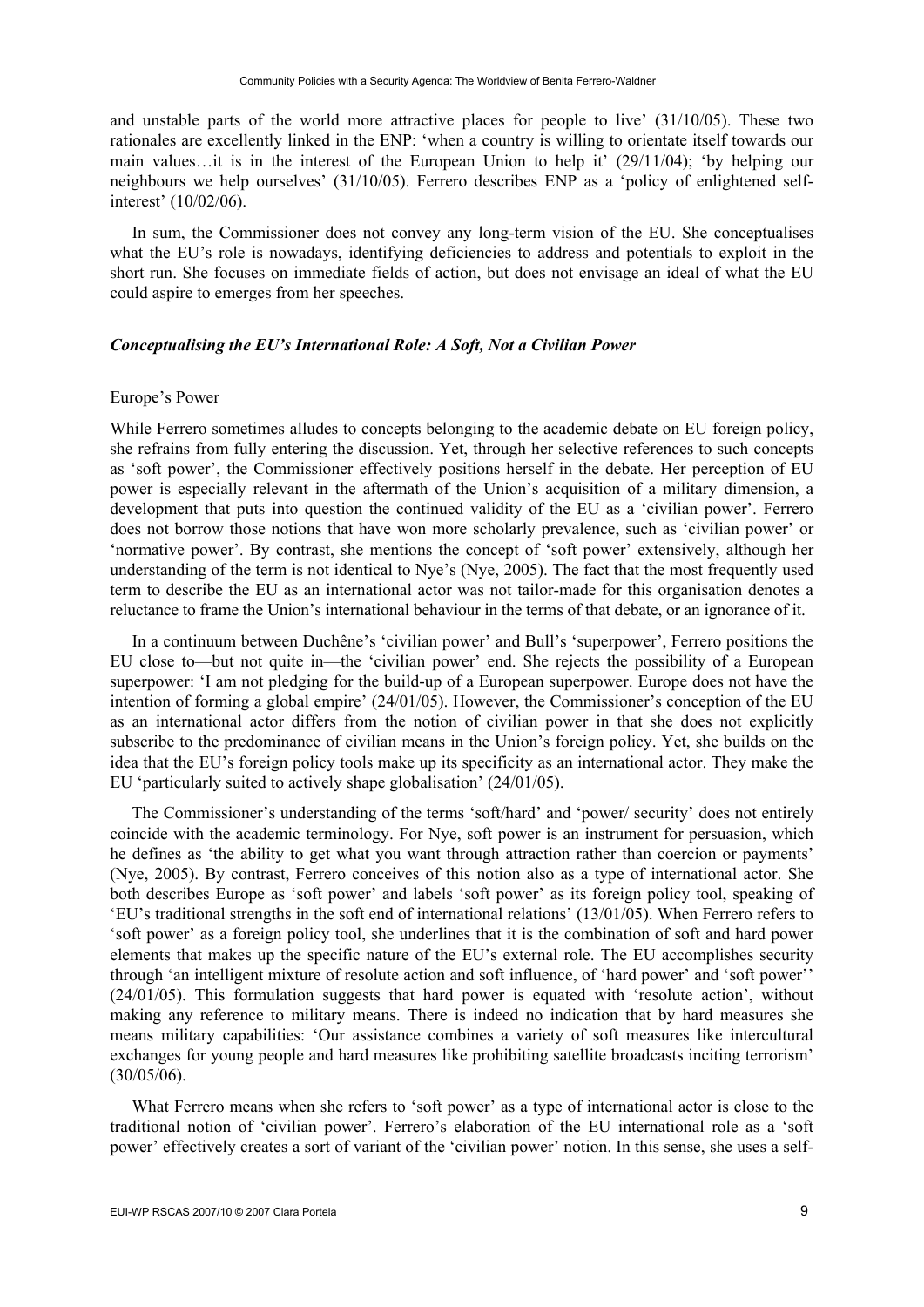and unstable parts of the world more attractive places for people to live' (31/10/05). These two rationales are excellently linked in the ENP: 'when a country is willing to orientate itself towards our main values…it is in the interest of the European Union to help it' (29/11/04); 'by helping our neighbours we help ourselves' (31/10/05). Ferrero describes ENP as a 'policy of enlightened self-interest' (10/02/06).

In sum, the Commissioner does not convey any long-term vision of the EU. She conceptualises what the EU's role is nowadays, identifying deficiencies to address and potentials to exploit in the short run. She focuses on immediate fields of action, but does not envisage an ideal of what the EU could aspire to emerges from her speeches.

### *Conceptualising the EU's International Role: A Soft, Not a Civilian Power*

#### Europe's Power

While Ferrero sometimes alludes to concepts belonging to the academic debate on EU foreign policy, she refrains from fully entering the discussion. Yet, through her selective references to such concepts as 'soft power', the Commissioner effectively positions herself in the debate. Her perception of EU power is especially relevant in the aftermath of the Union's acquisition of a military dimension, a development that puts into question the continued validity of the EU as a 'civilian power'. Ferrero does not borrow those notions that have won more scholarly prevalence, such as 'civilian power' or 'normative power'. By contrast, she mentions the concept of 'soft power' extensively, although her understanding of the term is not identical to Nye's (Nye, 2005). The fact that the most frequently used term to describe the EU as an international actor was not tailor-made for this organisation denotes a reluctance to frame the Union's international behaviour in the terms of that debate, or an ignorance of it.

In a continuum between Duchêne's 'civilian power' and Bull's 'superpower', Ferrero positions the EU close to—but not quite in—the 'civilian power' end. She rejects the possibility of a European superpower: 'I am not pledging for the build-up of a European superpower. Europe does not have the intention of forming a global empire' (24/01/05). However, the Commissioner's conception of the EU as an international actor differs from the notion of civilian power in that she does not explicitly subscribe to the predominance of civilian means in the Union's foreign policy. Yet, she builds on the idea that the EU's foreign policy tools make up its specificity as an international actor. They make the EU 'particularly suited to actively shape globalisation' (24/01/05).

The Commissioner's understanding of the terms 'soft/hard' and 'power/ security' does not entirely coincide with the academic terminology. For Nye, soft power is an instrument for persuasion, which he defines as 'the ability to get what you want through attraction rather than coercion or payments' (Nye, 2005). By contrast, Ferrero conceives of this notion also as a type of international actor. She both describes Europe as 'soft power' and labels 'soft power' as its foreign policy tool, speaking of 'EU's traditional strengths in the soft end of international relations' (13/01/05). When Ferrero refers to 'soft power' as a foreign policy tool, she underlines that it is the combination of soft and hard power elements that makes up the specific nature of the EU's external role. The EU accomplishes security through 'an intelligent mixture of resolute action and soft influence, of 'hard power' and 'soft power'' (24/01/05). This formulation suggests that hard power is equated with 'resolute action', without making any reference to military means. There is indeed no indication that by hard measures she means military capabilities: 'Our assistance combines a variety of soft measures like intercultural exchanges for young people and hard measures like prohibiting satellite broadcasts inciting terrorism' (30/05/06).

What Ferrero means when she refers to 'soft power' as a type of international actor is close to the traditional notion of 'civilian power'. Ferrero's elaboration of the EU international role as a 'soft power' effectively creates a sort of variant of the 'civilian power' notion. In this sense, she uses a self-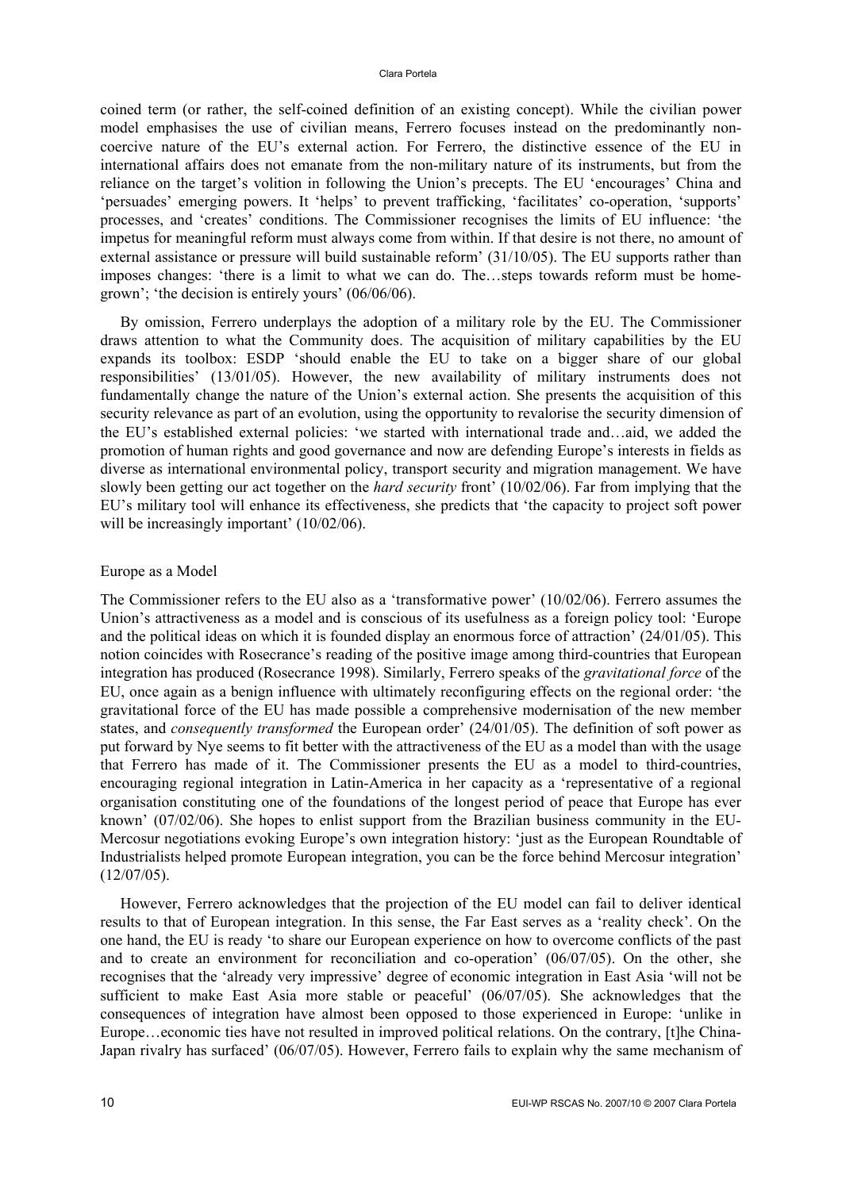coined term (or rather, the self-coined definition of an existing concept). While the civilian power model emphasises the use of civilian means, Ferrero focuses instead on the predominantly non-coercive nature of the EU's external action. For Ferrero, the distinctive essence of the EU in international affairs does not emanate from the non-military nature of its instruments, but from the reliance on the target's volition in following the Union's precepts. The EU 'encourages' China and 'persuades' emerging powers. It 'helps' to prevent trafficking, 'facilitates' co-operation, 'supports' processes, and 'creates' conditions. The Commissioner recognises the limits of EU influence: 'the impetus for meaningful reform must always come from within. If that desire is not there, no amount of external assistance or pressure will build sustainable reform' (31/10/05). The EU supports rather than imposes changes: 'there is a limit to what we can do. The…steps towards reform must be home-grown'; 'the decision is entirely yours' (06/06/06).

By omission, Ferrero underplays the adoption of a military role by the EU. The Commissioner draws attention to what the Community does. The acquisition of military capabilities by the EU expands its toolbox: ESDP 'should enable the EU to take on a bigger share of our global responsibilities' (13/01/05). However, the new availability of military instruments does not fundamentally change the nature of the Union's external action. She presents the acquisition of this security relevance as part of an evolution, using the opportunity to revalorise the security dimension of the EU's established external policies: 'we started with international trade and…aid, we added the promotion of human rights and good governance and now are defending Europe's interests in fields as diverse as international environmental policy, transport security and migration management. We have slowly been getting our act together on the *hard security* front' (10/02/06). Far from implying that the EU's military tool will enhance its effectiveness, she predicts that 'the capacity to project soft power will be increasingly important' (10/02/06).

## Europe as a Model

The Commissioner refers to the EU also as a 'transformative power' (10/02/06). Ferrero assumes the Union's attractiveness as a model and is conscious of its usefulness as a foreign policy tool: 'Europe and the political ideas on which it is founded display an enormous force of attraction' (24/01/05). This notion coincides with Rosecrance's reading of the positive image among third-countries that European integration has produced (Rosecrance 1998). Similarly, Ferrero speaks of the *gravitational force* of the EU, once again as a benign influence with ultimately reconfiguring effects on the regional order: 'the gravitational force of the EU has made possible a comprehensive modernisation of the new member states, and *consequently transformed* the European order' (24/01/05). The definition of soft power as put forward by Nye seems to fit better with the attractiveness of the EU as a model than with the usage that Ferrero has made of it. The Commissioner presents the EU as a model to third-countries, encouraging regional integration in Latin-America in her capacity as a 'representative of a regional organisation constituting one of the foundations of the longest period of peace that Europe has ever known' (07/02/06). She hopes to enlist support from the Brazilian business community in the EU-Mercosur negotiations evoking Europe's own integration history: 'just as the European Roundtable of Industrialists helped promote European integration, you can be the force behind Mercosur integration' (12/07/05).

However, Ferrero acknowledges that the projection of the EU model can fail to deliver identical results to that of European integration. In this sense, the Far East serves as a 'reality check'. On the one hand, the EU is ready 'to share our European experience on how to overcome conflicts of the past and to create an environment for reconciliation and co-operation' (06/07/05). On the other, she recognises that the 'already very impressive' degree of economic integration in East Asia 'will not be sufficient to make East Asia more stable or peaceful' (06/07/05). She acknowledges that the consequences of integration have almost been opposed to those experienced in Europe: 'unlike in Europe…economic ties have not resulted in improved political relations. On the contrary, [t]he China-Japan rivalry has surfaced' (06/07/05). However, Ferrero fails to explain why the same mechanism of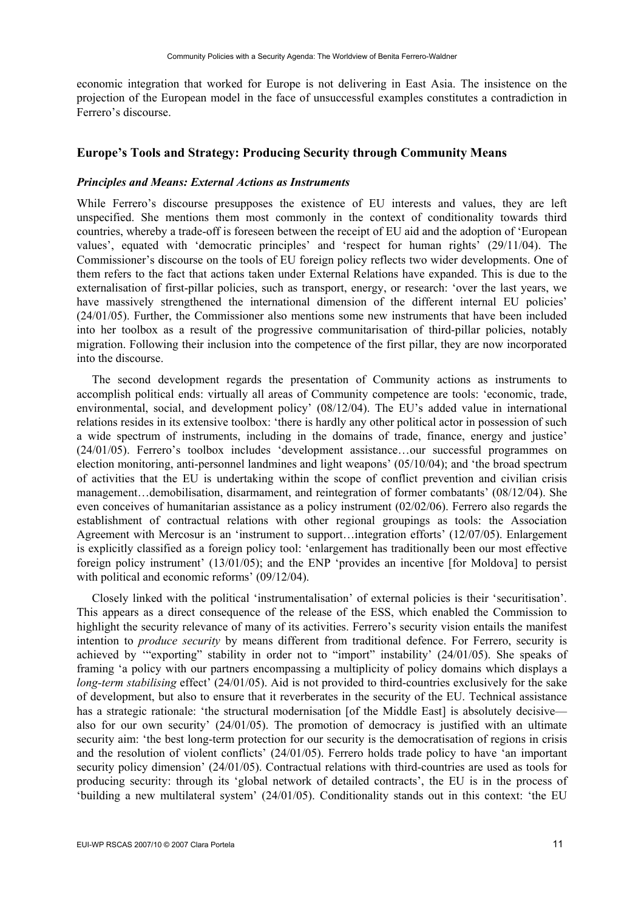economic integration that worked for Europe is not delivering in East Asia. The insistence on the projection of the European model in the face of unsuccessful examples constitutes a contradiction in Ferrero's discourse.

## Europe's Tools and Strategy: Producing Security through Community Means

### *Principles and Means: External Actions as Instruments*

While Ferrero's discourse presupposes the existence of EU interests and values, they are left unspecified. She mentions them most commonly in the context of conditionality towards third countries, whereby a trade-off is foreseen between the receipt of EU aid and the adoption of 'European values', equated with 'democratic principles' and 'respect for human rights' (29/11/04). The Commissioner's discourse on the tools of EU foreign policy reflects two wider developments. One of them refers to the fact that actions taken under External Relations have expanded. This is due to the externalisation of first-pillar policies, such as transport, energy, or research: 'over the last years, we have massively strengthened the international dimension of the different internal EU policies' (24/01/05). Further, the Commissioner also mentions some new instruments that have been included into her toolbox as a result of the progressive communitarisation of third-pillar policies, notably migration. Following their inclusion into the competence of the first pillar, they are now incorporated into the discourse.

The second development regards the presentation of Community actions as instruments to accomplish political ends: virtually all areas of Community competence are tools: 'economic, trade, environmental, social, and development policy' (08/12/04). The EU's added value in international relations resides in its extensive toolbox: 'there is hardly any other political actor in possession of such a wide spectrum of instruments, including in the domains of trade, finance, energy and justice' (24/01/05). Ferrero's toolbox includes 'development assistance…our successful programmes on election monitoring, anti-personnel landmines and light weapons' (05/10/04); and 'the broad spectrum of activities that the EU is undertaking within the scope of conflict prevention and civilian crisis management…demobilisation, disarmament, and reintegration of former combatants' (08/12/04). She even conceives of humanitarian assistance as a policy instrument (02/02/06). Ferrero also regards the establishment of contractual relations with other regional groupings as tools: the Association Agreement with Mercosur is an 'instrument to support…integration efforts' (12/07/05). Enlargement is explicitly classified as a foreign policy tool: 'enlargement has traditionally been our most effective foreign policy instrument' (13/01/05); and the ENP 'provides an incentive [for Moldova] to persist with political and economic reforms' (09/12/04).

Closely linked with the political 'instrumentalisation' of external policies is their 'securitisation'. This appears as a direct consequence of the release of the ESS, which enabled the Commission to highlight the security relevance of many of its activities. Ferrero's security vision entails the manifest intention to *produce security* by means different from traditional defence. For Ferrero, security is achieved by '"exporting" stability in order not to "import" instability' (24/01/05). She speaks of framing 'a policy with our partners encompassing a multiplicity of policy domains which displays a *long-term stabilising* effect' (24/01/05). Aid is not provided to third-countries exclusively for the sake of development, but also to ensure that it reverberates in the security of the EU. Technical assistance has a strategic rationale: 'the structural modernisation [of the Middle East] is absolutely decisive—also for our own security' (24/01/05). The promotion of democracy is justified with an ultimate security aim: 'the best long-term protection for our security is the democratisation of regions in crisis and the resolution of violent conflicts' (24/01/05). Ferrero holds trade policy to have 'an important security policy dimension' (24/01/05). Contractual relations with third-countries are used as tools for producing security: through its 'global network of detailed contracts', the EU is in the process of 'building a new multilateral system' (24/01/05). Conditionality stands out in this context: 'the EU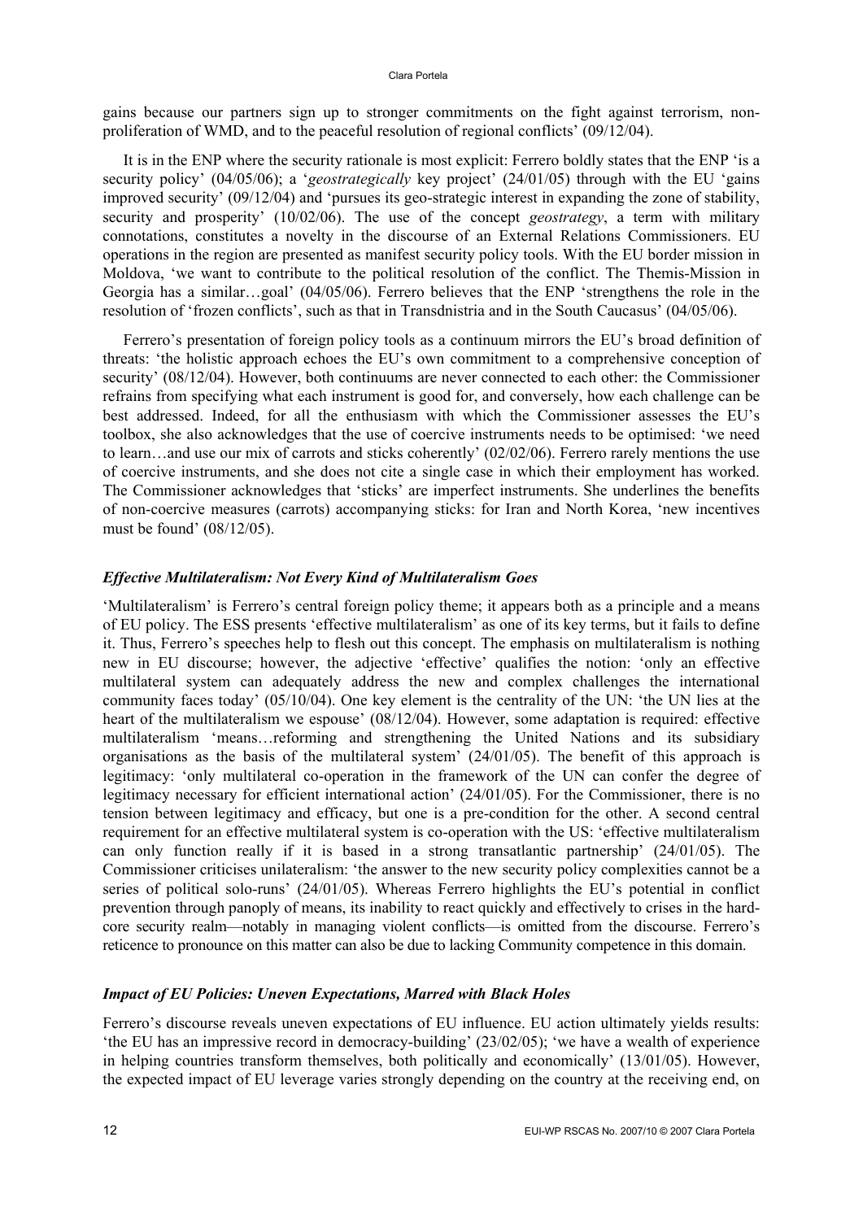gains because our partners sign up to stronger commitments on the fight against terrorism, non-proliferation of WMD, and to the peaceful resolution of regional conflicts' (09/12/04).

It is in the ENP where the security rationale is most explicit: Ferrero boldly states that the ENP 'is a security policy' (04/05/06); a '*geostrategically* key project' (24/01/05) through with the EU 'gains improved security' (09/12/04) and 'pursues its geo-strategic interest in expanding the zone of stability, security and prosperity' (10/02/06). The use of the concept *geostrategy*, a term with military connotations, constitutes a novelty in the discourse of an External Relations Commissioners. EU operations in the region are presented as manifest security policy tools. With the EU border mission in Moldova, 'we want to contribute to the political resolution of the conflict. The Themis-Mission in Georgia has a similar…goal' (04/05/06). Ferrero believes that the ENP 'strengthens the role in the resolution of 'frozen conflicts', such as that in Transdnistria and in the South Caucasus' (04/05/06).

Ferrero's presentation of foreign policy tools as a continuum mirrors the EU's broad definition of threats: 'the holistic approach echoes the EU's own commitment to a comprehensive conception of security' (08/12/04). However, both continuums are never connected to each other: the Commissioner refrains from specifying what each instrument is good for, and conversely, how each challenge can be best addressed. Indeed, for all the enthusiasm with which the Commissioner assesses the EU's toolbox, she also acknowledges that the use of coercive instruments needs to be optimised: 'we need to learn…and use our mix of carrots and sticks coherently' (02/02/06). Ferrero rarely mentions the use of coercive instruments, and she does not cite a single case in which their employment has worked. The Commissioner acknowledges that 'sticks' are imperfect instruments. She underlines the benefits of non-coercive measures (carrots) accompanying sticks: for Iran and North Korea, 'new incentives must be found' (08/12/05).

### *Effective Multilateralism: Not Every Kind of Multilateralism Goes*

'Multilateralism' is Ferrero's central foreign policy theme; it appears both as a principle and a means of EU policy. The ESS presents 'effective multilateralism' as one of its key terms, but it fails to define it. Thus, Ferrero's speeches help to flesh out this concept. The emphasis on multilateralism is nothing new in EU discourse; however, the adjective 'effective' qualifies the notion: 'only an effective multilateral system can adequately address the new and complex challenges the international community faces today' (05/10/04). One key element is the centrality of the UN: 'the UN lies at the heart of the multilateralism we espouse' (08/12/04). However, some adaptation is required: effective multilateralism 'means…reforming and strengthening the United Nations and its subsidiary organisations as the basis of the multilateral system' (24/01/05). The benefit of this approach is legitimacy: 'only multilateral co-operation in the framework of the UN can confer the degree of legitimacy necessary for efficient international action' (24/01/05). For the Commissioner, there is no tension between legitimacy and efficacy, but one is a pre-condition for the other. A second central requirement for an effective multilateral system is co-operation with the US: 'effective multilateralism can only function really if it is based in a strong transatlantic partnership' (24/01/05). The Commissioner criticises unilateralism: 'the answer to the new security policy complexities cannot be a series of political solo-runs' (24/01/05). Whereas Ferrero highlights the EU's potential in conflict prevention through panoply of means, its inability to react quickly and effectively to crises in the hard-core security realm—notably in managing violent conflicts—is omitted from the discourse. Ferrero's reticence to pronounce on this matter can also be due to lacking Community competence in this domain.

### *Impact of EU Policies: Uneven Expectations, Marred with Black Holes*

Ferrero's discourse reveals uneven expectations of EU influence. EU action ultimately yields results: 'the EU has an impressive record in democracy-building' (23/02/05); 'we have a wealth of experience in helping countries transform themselves, both politically and economically' (13/01/05). However, the expected impact of EU leverage varies strongly depending on the country at the receiving end, on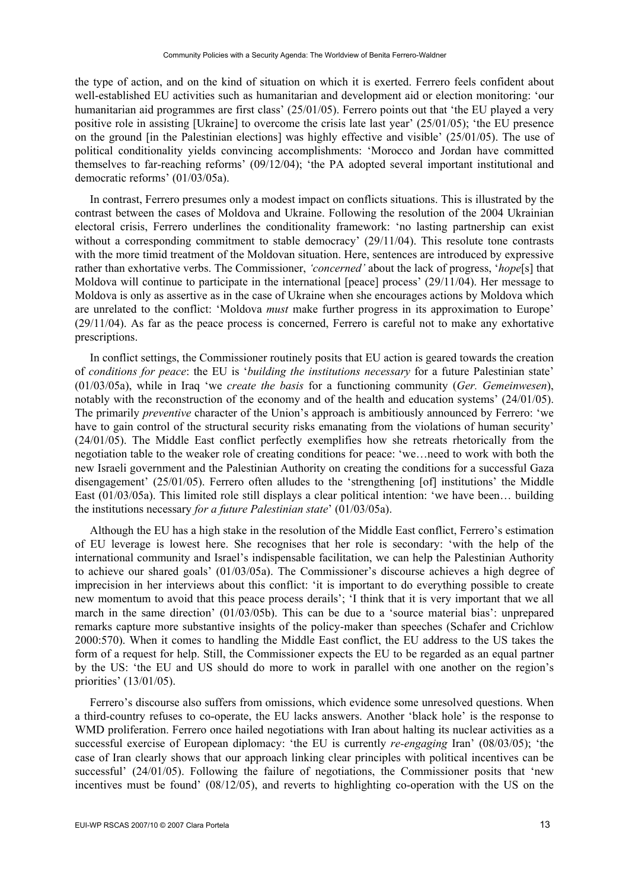the type of action, and on the kind of situation on which it is exerted. Ferrero feels confident about well-established EU activities such as humanitarian and development aid or election monitoring: 'our humanitarian aid programmes are first class' (25/01/05). Ferrero points out that 'the EU played a very positive role in assisting [Ukraine] to overcome the crisis late last year' (25/01/05); 'the EU presence on the ground [in the Palestinian elections] was highly effective and visible' (25/01/05). The use of political conditionality yields convincing accomplishments: 'Morocco and Jordan have committed themselves to far-reaching reforms' (09/12/04); 'the PA adopted several important institutional and democratic reforms' (01/03/05a).

In contrast, Ferrero presumes only a modest impact on conflicts situations. This is illustrated by the contrast between the cases of Moldova and Ukraine. Following the resolution of the 2004 Ukrainian electoral crisis, Ferrero underlines the conditionality framework: 'no lasting partnership can exist without a corresponding commitment to stable democracy' (29/11/04). This resolute tone contrasts with the more timid treatment of the Moldovan situation. Here, sentences are introduced by expressive rather than exhortative verbs. The Commissioner, *'concerned'* about the lack of progress, '*hope*[s] that Moldova will continue to participate in the international [peace] process' (29/11/04). Her message to Moldova is only as assertive as in the case of Ukraine when she encourages actions by Moldova which are unrelated to the conflict: 'Moldova *must* make further progress in its approximation to Europe' (29/11/04). As far as the peace process is concerned, Ferrero is careful not to make any exhortative prescriptions.

In conflict settings, the Commissioner routinely posits that EU action is geared towards the creation of *conditions for peace*: the EU is '*building the institutions necessary* for a future Palestinian state' (01/03/05a), while in Iraq 'we *create the basis* for a functioning community (*Ger. Gemeinwesen*), notably with the reconstruction of the economy and of the health and education systems' (24/01/05). The primarily *preventive* character of the Union's approach is ambitiously announced by Ferrero: 'we have to gain control of the structural security risks emanating from the violations of human security' (24/01/05). The Middle East conflict perfectly exemplifies how she retreats rhetorically from the negotiation table to the weaker role of creating conditions for peace: 'we…need to work with both the new Israeli government and the Palestinian Authority on creating the conditions for a successful Gaza disengagement' (25/01/05). Ferrero often alludes to the 'strengthening [of] institutions' the Middle East (01/03/05a). This limited role still displays a clear political intention: 'we have been… building the institutions necessary *for a future Palestinian state*' (01/03/05a).

Although the EU has a high stake in the resolution of the Middle East conflict, Ferrero's estimation of EU leverage is lowest here. She recognises that her role is secondary: 'with the help of the international community and Israel's indispensable facilitation, we can help the Palestinian Authority to achieve our shared goals' (01/03/05a). The Commissioner's discourse achieves a high degree of imprecision in her interviews about this conflict: 'it is important to do everything possible to create new momentum to avoid that this peace process derails'; 'I think that it is very important that we all march in the same direction' (01/03/05b). This can be due to a 'source material bias': unprepared remarks capture more substantive insights of the policy-maker than speeches (Schafer and Crichlow 2000:570). When it comes to handling the Middle East conflict, the EU address to the US takes the form of a request for help. Still, the Commissioner expects the EU to be regarded as an equal partner by the US: 'the EU and US should do more to work in parallel with one another on the region's priorities' (13/01/05).

Ferrero's discourse also suffers from omissions, which evidence some unresolved questions. When a third-country refuses to co-operate, the EU lacks answers. Another 'black hole' is the response to WMD proliferation. Ferrero once hailed negotiations with Iran about halting its nuclear activities as a successful exercise of European diplomacy: 'the EU is currently *re-engaging* Iran' (08/03/05); 'the case of Iran clearly shows that our approach linking clear principles with political incentives can be successful' (24/01/05). Following the failure of negotiations, the Commissioner posits that 'new incentives must be found' (08/12/05), and reverts to highlighting co-operation with the US on the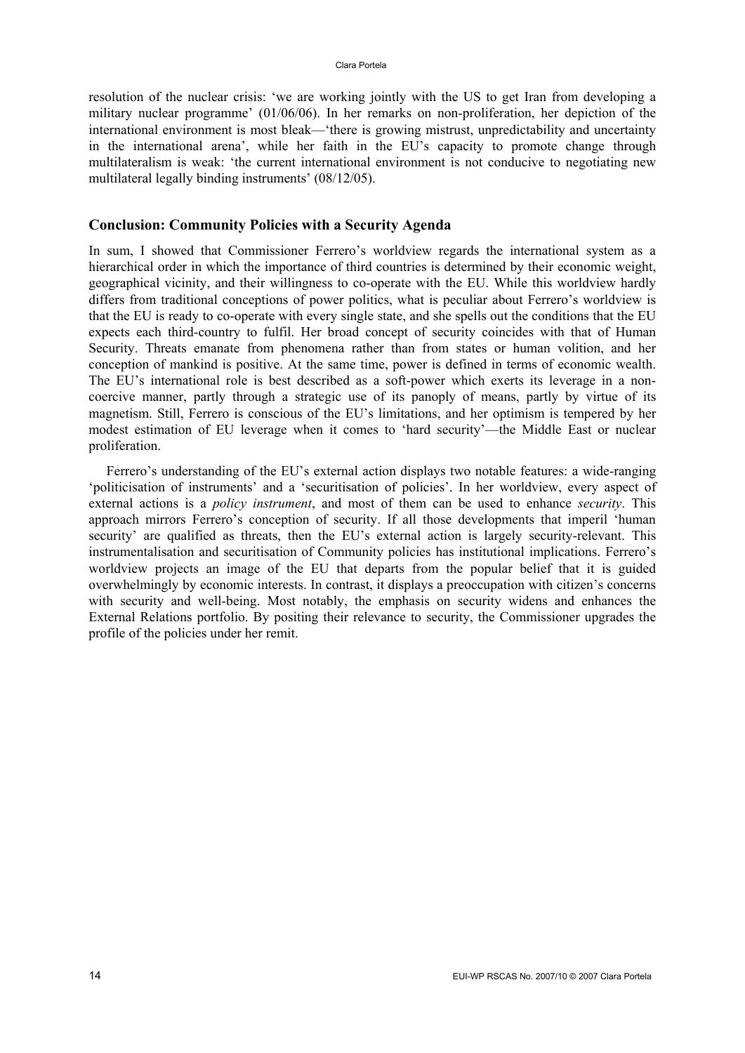resolution of the nuclear crisis: 'we are working jointly with the US to get Iran from developing a military nuclear programme' (01/06/06). In her remarks on non-proliferation, her depiction of the international environment is most bleak—'there is growing mistrust, unpredictability and uncertainty in the international arena', while her faith in the EU's capacity to promote change through multilateralism is weak: 'the current international environment is not conducive to negotiating new multilateral legally binding instruments' (08/12/05).

## Conclusion: Community Policies with a Security Agenda

In sum, I showed that Commissioner Ferrero's worldview regards the international system as a hierarchical order in which the importance of third countries is determined by their economic weight, geographical vicinity, and their willingness to co-operate with the EU. While this worldview hardly differs from traditional conceptions of power politics, what is peculiar about Ferrero's worldview is that the EU is ready to co-operate with every single state, and she spells out the conditions that the EU expects each third-country to fulfil. Her broad concept of security coincides with that of Human Security. Threats emanate from phenomena rather than from states or human volition, and her conception of mankind is positive. At the same time, power is defined in terms of economic wealth. The EU's international role is best described as a soft-power which exerts its leverage in a non-coercive manner, partly through a strategic use of its panoply of means, partly by virtue of its magnetism. Still, Ferrero is conscious of the EU's limitations, and her optimism is tempered by her modest estimation of EU leverage when it comes to 'hard security'—the Middle East or nuclear proliferation.

Ferrero's understanding of the EU's external action displays two notable features: a wide-ranging 'politicisation of instruments' and a 'securitisation of policies'. In her worldview, every aspect of external actions is a *policy instrument*, and most of them can be used to enhance *security*. This approach mirrors Ferrero's conception of security. If all those developments that imperil 'human security' are qualified as threats, then the EU's external action is largely security-relevant. This instrumentalisation and securitisation of Community policies has institutional implications. Ferrero's worldview projects an image of the EU that departs from the popular belief that it is guided overwhelmingly by economic interests. In contrast, it displays a preoccupation with citizen's concerns with security and well-being. Most notably, the emphasis on security widens and enhances the External Relations portfolio. By positing their relevance to security, the Commissioner upgrades the profile of the policies under her remit.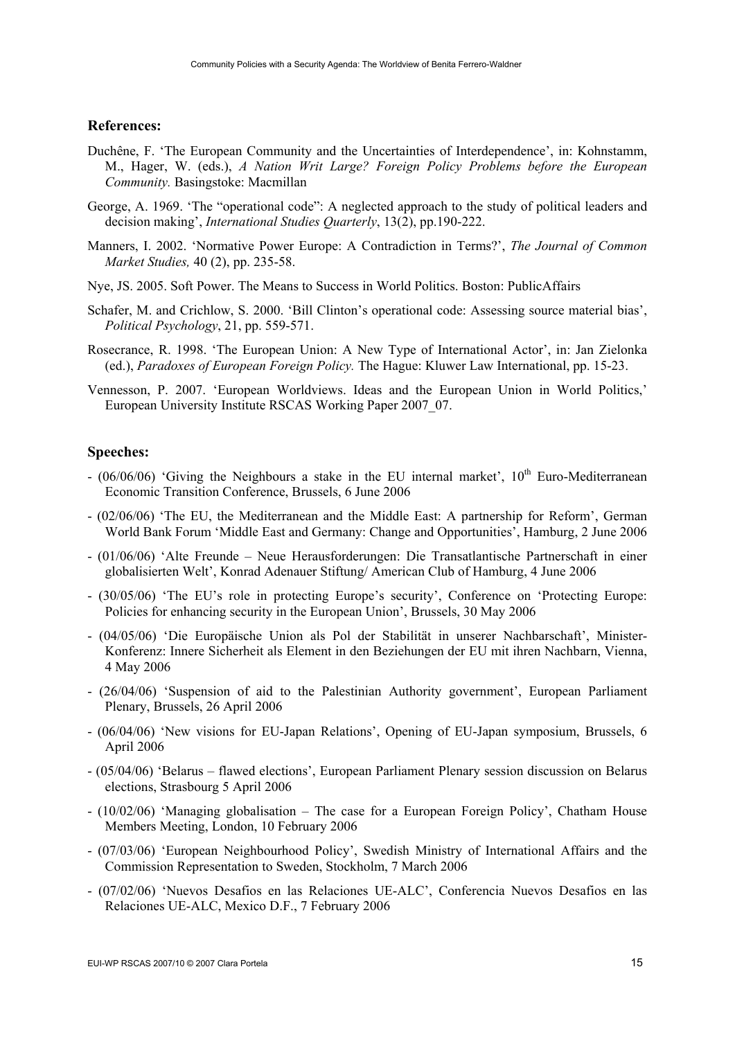## References:

Duchêne, F. 'The European Community and the Uncertainties of Interdependence', in: Kohnstamm, M., Hager, W. (eds.), *A Nation Writ Large? Foreign Policy Problems before the European Community.* Basingstoke: Macmillan

George, A. 1969. 'The "operational code": A neglected approach to the study of political leaders and decision making', *International Studies Quarterly*, 13(2), pp.190-222.

Manners, I. 2002. 'Normative Power Europe: A Contradiction in Terms?', *The Journal of Common Market Studies,* 40 (2), pp. 235-58.

Nye, JS. 2005. Soft Power. The Means to Success in World Politics. Boston: PublicAffairs

Schafer, M. and Crichlow, S. 2000. 'Bill Clinton's operational code: Assessing source material bias', *Political Psychology*, 21, pp. 559-571.

Rosecrance, R. 1998. 'The European Union: A New Type of International Actor', in: Jan Zielonka (ed.), *Paradoxes of European Foreign Policy.* The Hague: Kluwer Law International, pp. 15-23.

Vennesson, P. 2007. 'European Worldviews. Ideas and the European Union in World Politics,' European University Institute RSCAS Working Paper 2007_07.

## Speeches:

- (06/06/06) 'Giving the Neighbours a stake in the EU internal market', 10th Euro-Mediterranean Economic Transition Conference, Brussels, 6 June 2006
- (02/06/06) 'The EU, the Mediterranean and the Middle East: A partnership for Reform', German World Bank Forum 'Middle East and Germany: Change and Opportunities', Hamburg, 2 June 2006
- (01/06/06) 'Alte Freunde – Neue Herausforderungen: Die Transatlantische Partnerschaft in einer globalisierten Welt', Konrad Adenauer Stiftung/ American Club of Hamburg, 4 June 2006
- (30/05/06) 'The EU's role in protecting Europe's security', Conference on 'Protecting Europe: Policies for enhancing security in the European Union', Brussels, 30 May 2006
- (04/05/06) 'Die Europäische Union als Pol der Stabilität in unserer Nachbarschaft', Minister-Konferenz: Innere Sicherheit als Element in den Beziehungen der EU mit ihren Nachbarn, Vienna, 4 May 2006
- (26/04/06) 'Suspension of aid to the Palestinian Authority government', European Parliament Plenary, Brussels, 26 April 2006
- (06/04/06) 'New visions for EU-Japan Relations', Opening of EU-Japan symposium, Brussels, 6 April 2006
- (05/04/06) 'Belarus – flawed elections', European Parliament Plenary session discussion on Belarus elections, Strasbourg 5 April 2006
- (10/02/06) 'Managing globalisation – The case for a European Foreign Policy', Chatham House Members Meeting, London, 10 February 2006
- (07/03/06) 'European Neighbourhood Policy', Swedish Ministry of International Affairs and the Commission Representation to Sweden, Stockholm, 7 March 2006
- (07/02/06) 'Nuevos Desafios en las Relaciones UE-ALC', Conferencia Nuevos Desafios en las Relaciones UE-ALC, Mexico D.F., 7 February 2006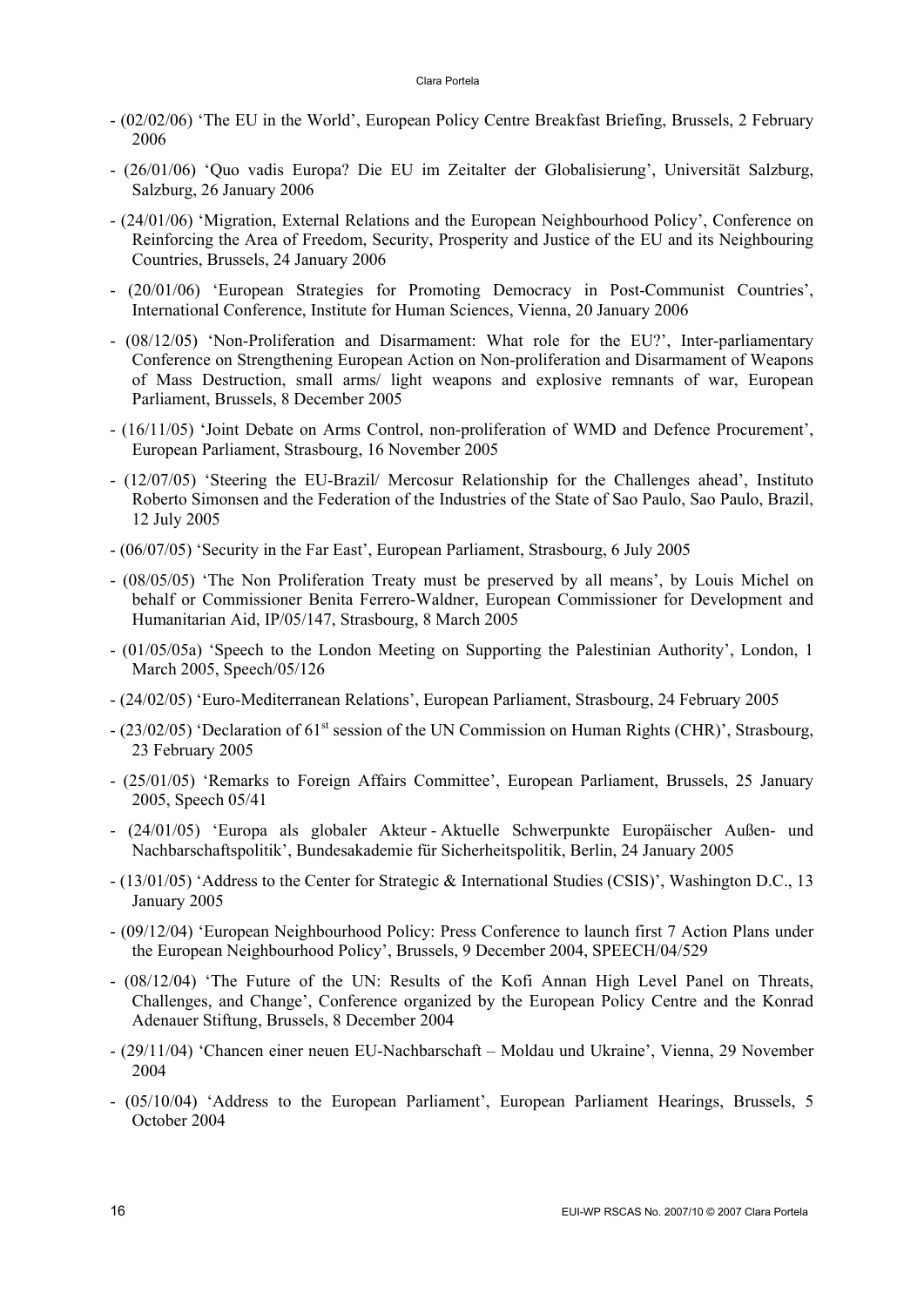- (02/02/06) 'The EU in the World', European Policy Centre Breakfast Briefing, Brussels, 2 February 2006
- (26/01/06) 'Quo vadis Europa? Die EU im Zeitalter der Globalisierung', Universität Salzburg, Salzburg, 26 January 2006
- (24/01/06) 'Migration, External Relations and the European Neighbourhood Policy', Conference on Reinforcing the Area of Freedom, Security, Prosperity and Justice of the EU and its Neighbouring Countries, Brussels, 24 January 2006
- (20/01/06) 'European Strategies for Promoting Democracy in Post-Communist Countries', International Conference, Institute for Human Sciences, Vienna, 20 January 2006
- (08/12/05) 'Non-Proliferation and Disarmament: What role for the EU?', Inter-parliamentary Conference on Strengthening European Action on Non-proliferation and Disarmament of Weapons of Mass Destruction, small arms/ light weapons and explosive remnants of war, European Parliament, Brussels, 8 December 2005
- (16/11/05) 'Joint Debate on Arms Control, non-proliferation of WMD and Defence Procurement', European Parliament, Strasbourg, 16 November 2005
- (12/07/05) 'Steering the EU-Brazil/ Mercosur Relationship for the Challenges ahead', Instituto Roberto Simonsen and the Federation of the Industries of the State of Sao Paulo, Sao Paulo, Brazil, 12 July 2005
- (06/07/05) 'Security in the Far East', European Parliament, Strasbourg, 6 July 2005
- (08/05/05) 'The Non Proliferation Treaty must be preserved by all means', by Louis Michel on behalf or Commissioner Benita Ferrero-Waldner, European Commissioner for Development and Humanitarian Aid, IP/05/147, Strasbourg, 8 March 2005
- (01/05/05a) 'Speech to the London Meeting on Supporting the Palestinian Authority', London, 1 March 2005, Speech/05/126
- (24/02/05) 'Euro-Mediterranean Relations', European Parliament, Strasbourg, 24 February 2005
- (23/02/05) 'Declaration of 61st session of the UN Commission on Human Rights (CHR)', Strasbourg, 23 February 2005
- (25/01/05) 'Remarks to Foreign Affairs Committee', European Parliament, Brussels, 25 January 2005, Speech 05/41
- (24/01/05) 'Europa als globaler Akteur - Aktuelle Schwerpunkte Europäischer Außen- und Nachbarschaftspolitik', Bundesakademie für Sicherheitspolitik, Berlin, 24 January 2005
- (13/01/05) 'Address to the Center for Strategic & International Studies (CSIS)', Washington D.C., 13 January 2005
- (09/12/04) 'European Neighbourhood Policy: Press Conference to launch first 7 Action Plans under the European Neighbourhood Policy', Brussels, 9 December 2004, SPEECH/04/529
- (08/12/04) 'The Future of the UN: Results of the Kofi Annan High Level Panel on Threats, Challenges, and Change', Conference organized by the European Policy Centre and the Konrad Adenauer Stiftung, Brussels, 8 December 2004
- (29/11/04) 'Chancen einer neuen EU-Nachbarschaft – Moldau und Ukraine', Vienna, 29 November 2004
- (05/10/04) 'Address to the European Parliament', European Parliament Hearings, Brussels, 5 October 2004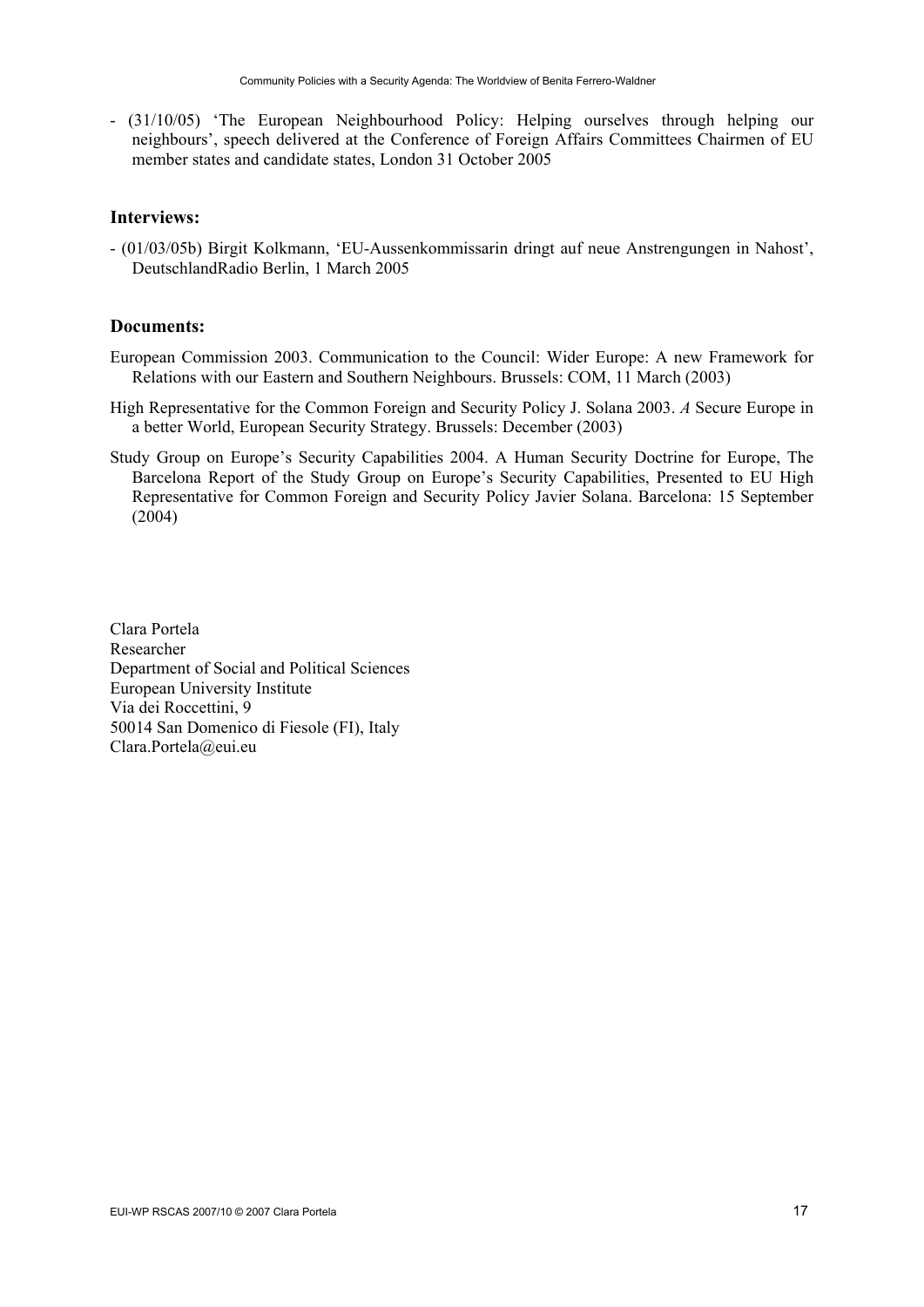- (31/10/05) 'The European Neighbourhood Policy: Helping ourselves through helping our neighbours', speech delivered at the Conference of Foreign Affairs Committees Chairmen of EU member states and candidate states, London 31 October 2005

## Interviews:

- (01/03/05b) Birgit Kolkmann, 'EU-Aussenkommissarin dringt auf neue Anstrengungen in Nahost', DeutschlandRadio Berlin, 1 March 2005

## Documents:

European Commission 2003. Communication to the Council: Wider Europe: A new Framework for Relations with our Eastern and Southern Neighbours. Brussels: COM, 11 March (2003)

High Representative for the Common Foreign and Security Policy J. Solana 2003. *A* Secure Europe in a better World, European Security Strategy. Brussels: December (2003)

Study Group on Europe's Security Capabilities 2004. A Human Security Doctrine for Europe, The Barcelona Report of the Study Group on Europe's Security Capabilities, Presented to EU High Representative for Common Foreign and Security Policy Javier Solana. Barcelona: 15 September (2004)

Clara Portela
Researcher
Department of Social and Political Sciences
European University Institute
Via dei Roccettini, 9
50014 San Domenico di Fiesole (FI), Italy
Clara.Portela@eui.eu